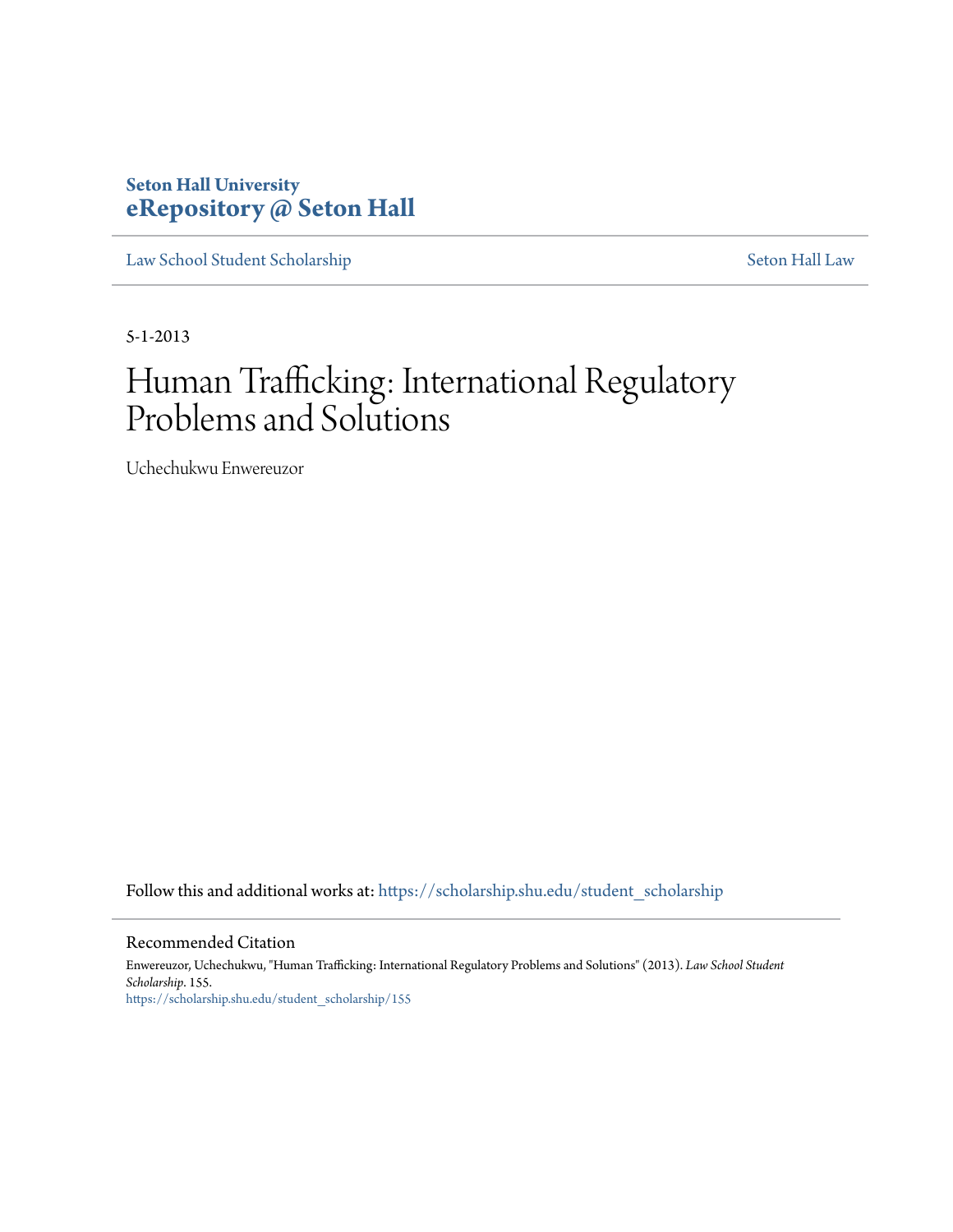Seton Hall University
**eRepository @ Seton Hall**

Law School Student Scholarship | Seton Hall Law

5-1-2013

# Human Trafficking: International Regulatory Problems and Solutions

Uchechukwu Enwereuzor

Follow this and additional works at: https://scholarship.shu.edu/student_scholarship

## Recommended Citation

Enwereuzor, Uchechukwu, "Human Trafficking: International Regulatory Problems and Solutions" (2013). *Law School Student Scholarship*. 155.
https://scholarship.shu.edu/student_scholarship/155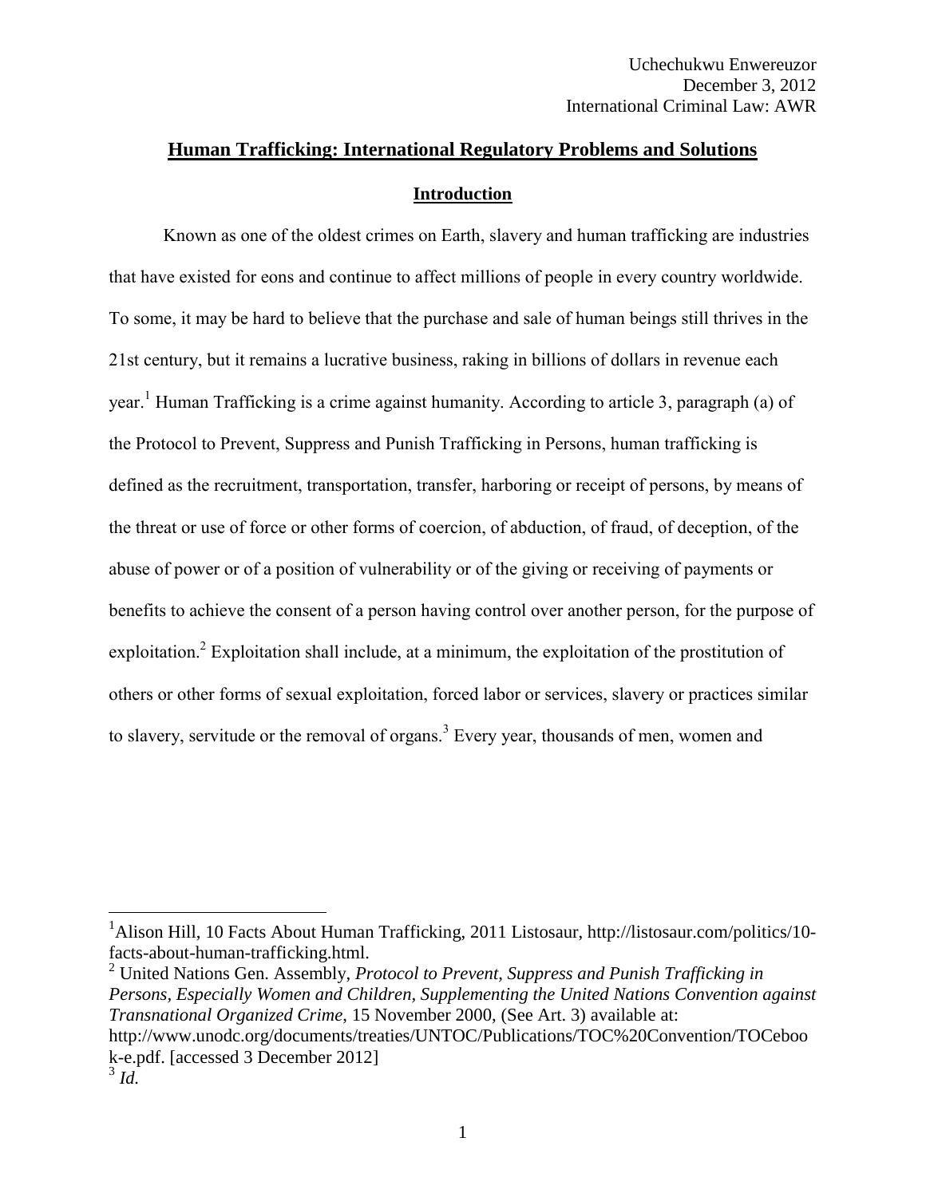Uchechukwu Enwereuzor
December 3, 2012
International Criminal Law: AWR

# Human Trafficking: International Regulatory Problems and Solutions

## Introduction

Known as one of the oldest crimes on Earth, slavery and human trafficking are industries that have existed for eons and continue to affect millions of people in every country worldwide. To some, it may be hard to believe that the purchase and sale of human beings still thrives in the 21st century, but it remains a lucrative business, raking in billions of dollars in revenue each year.[1] Human Trafficking is a crime against humanity. According to article 3, paragraph (a) of the Protocol to Prevent, Suppress and Punish Trafficking in Persons, human trafficking is defined as the recruitment, transportation, transfer, harboring or receipt of persons, by means of the threat or use of force or other forms of coercion, of abduction, of fraud, of deception, of the abuse of power or of a position of vulnerability or of the giving or receiving of payments or benefits to achieve the consent of a person having control over another person, for the purpose of exploitation.[2] Exploitation shall include, at a minimum, the exploitation of the prostitution of others or other forms of sexual exploitation, forced labor or services, slavery or practices similar to slavery, servitude or the removal of organs.[3] Every year, thousands of men, women and

---

[1] Alison Hill, 10 Facts About Human Trafficking, 2011 Listosaur, http://listosaur.com/politics/10-facts-about-human-trafficking.html.

[2] United Nations Gen. Assembly, *Protocol to Prevent, Suppress and Punish Trafficking in Persons, Especially Women and Children, Supplementing the United Nations Convention against Transnational Organized Crime*, 15 November 2000, (See Art. 3) available at: http://www.unodc.org/documents/treaties/UNTOC/Publications/TOC%20Convention/TOCebook-e.pdf. [accessed 3 December 2012]

[3] *Id.*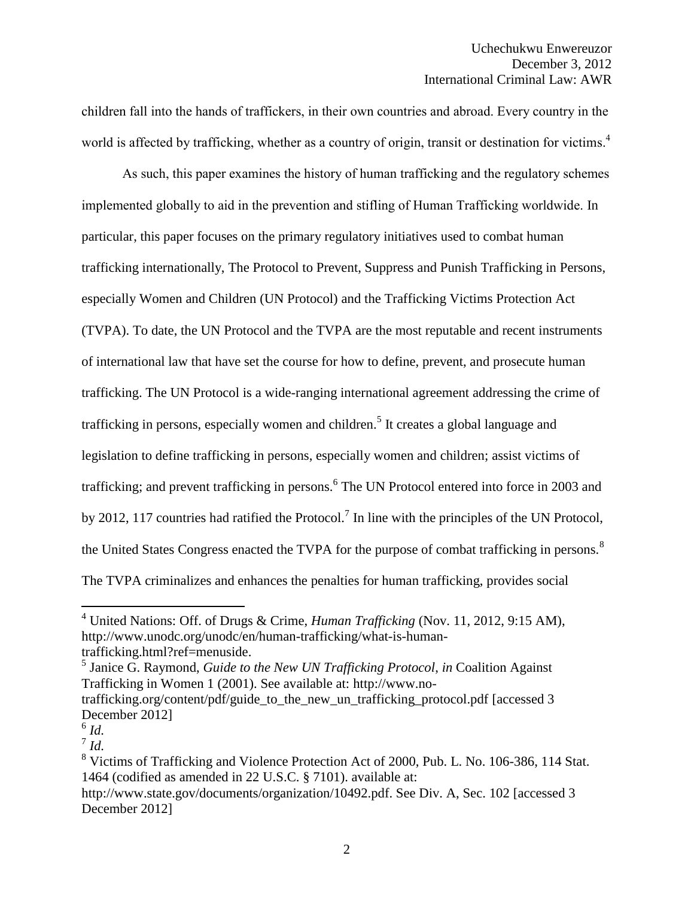children fall into the hands of traffickers, in their own countries and abroad. Every country in the world is affected by trafficking, whether as a country of origin, transit or destination for victims.[4]

As such, this paper examines the history of human trafficking and the regulatory schemes implemented globally to aid in the prevention and stifling of Human Trafficking worldwide. In particular, this paper focuses on the primary regulatory initiatives used to combat human trafficking internationally, The Protocol to Prevent, Suppress and Punish Trafficking in Persons, especially Women and Children (UN Protocol) and the Trafficking Victims Protection Act (TVPA). To date, the UN Protocol and the TVPA are the most reputable and recent instruments of international law that have set the course for how to define, prevent, and prosecute human trafficking. The UN Protocol is a wide-ranging international agreement addressing the crime of trafficking in persons, especially women and children.[5] It creates a global language and legislation to define trafficking in persons, especially women and children; assist victims of trafficking; and prevent trafficking in persons.[6] The UN Protocol entered into force in 2003 and by 2012, 117 countries had ratified the Protocol.[7] In line with the principles of the UN Protocol, the United States Congress enacted the TVPA for the purpose of combat trafficking in persons.[8] The TVPA criminalizes and enhances the penalties for human trafficking, provides social

---

[4] United Nations: Off. of Drugs & Crime, *Human Trafficking* (Nov. 11, 2012, 9:15 AM), http://www.unodc.org/unodc/en/human-trafficking/what-is-human-trafficking.html?ref=menuside.

[5] Janice G. Raymond, *Guide to the New UN Trafficking Protocol*, *in* Coalition Against Trafficking in Women 1 (2001). See available at: http://www.no-trafficking.org/content/pdf/guide_to_the_new_un_trafficking_protocol.pdf [accessed 3 December 2012]

[6] *Id.*

[7] *Id.*

[8] Victims of Trafficking and Violence Protection Act of 2000, Pub. L. No. 106-386, 114 Stat. 1464 (codified as amended in 22 U.S.C. § 7101). available at: http://www.state.gov/documents/organization/10492.pdf. See Div. A, Sec. 102 [accessed 3 December 2012]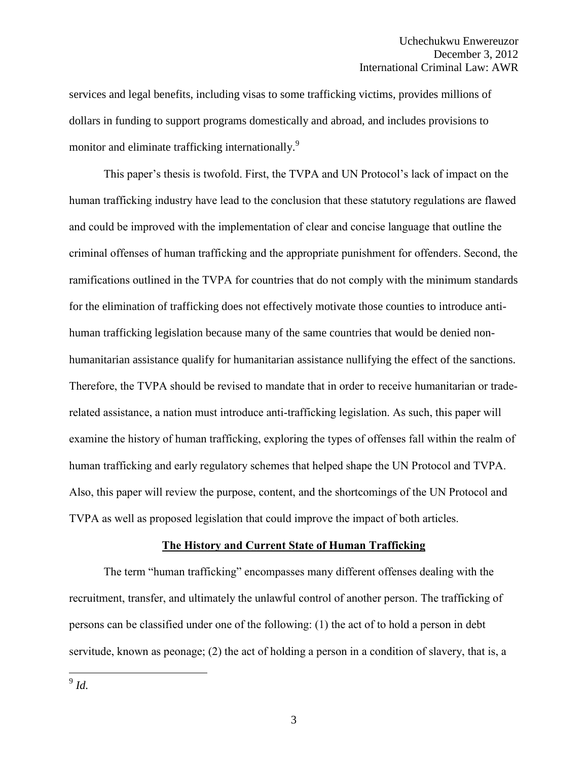services and legal benefits, including visas to some trafficking victims, provides millions of dollars in funding to support programs domestically and abroad, and includes provisions to monitor and eliminate trafficking internationally.[9]

This paper's thesis is twofold. First, the TVPA and UN Protocol's lack of impact on the human trafficking industry have lead to the conclusion that these statutory regulations are flawed and could be improved with the implementation of clear and concise language that outline the criminal offenses of human trafficking and the appropriate punishment for offenders. Second, the ramifications outlined in the TVPA for countries that do not comply with the minimum standards for the elimination of trafficking does not effectively motivate those counties to introduce anti-human trafficking legislation because many of the same countries that would be denied non-humanitarian assistance qualify for humanitarian assistance nullifying the effect of the sanctions. Therefore, the TVPA should be revised to mandate that in order to receive humanitarian or trade-related assistance, a nation must introduce anti-trafficking legislation. As such, this paper will examine the history of human trafficking, exploring the types of offenses fall within the realm of human trafficking and early regulatory schemes that helped shape the UN Protocol and TVPA. Also, this paper will review the purpose, content, and the shortcomings of the UN Protocol and TVPA as well as proposed legislation that could improve the impact of both articles.

## The History and Current State of Human Trafficking

The term "human trafficking" encompasses many different offenses dealing with the recruitment, transfer, and ultimately the unlawful control of another person. The trafficking of persons can be classified under one of the following: (1) the act of to hold a person in debt servitude, known as peonage; (2) the act of holding a person in a condition of slavery, that is, a

---

[9] *Id.*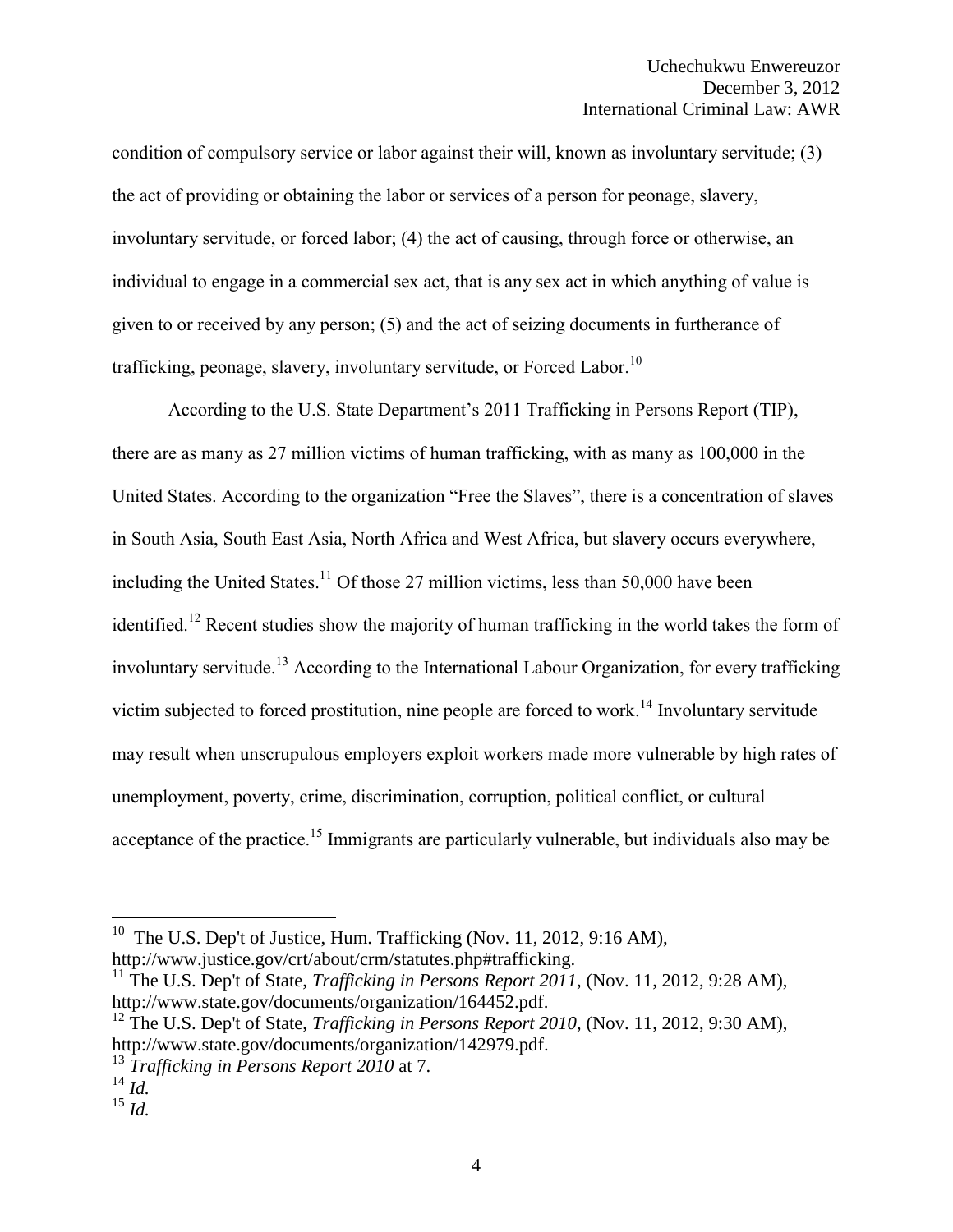condition of compulsory service or labor against their will, known as involuntary servitude; (3) the act of providing or obtaining the labor or services of a person for peonage, slavery, involuntary servitude, or forced labor; (4) the act of causing, through force or otherwise, an individual to engage in a commercial sex act, that is any sex act in which anything of value is given to or received by any person; (5) and the act of seizing documents in furtherance of trafficking, peonage, slavery, involuntary servitude, or Forced Labor.[10]

According to the U.S. State Department's 2011 Trafficking in Persons Report (TIP), there are as many as 27 million victims of human trafficking, with as many as 100,000 in the United States. According to the organization "Free the Slaves", there is a concentration of slaves in South Asia, South East Asia, North Africa and West Africa, but slavery occurs everywhere, including the United States.[11] Of those 27 million victims, less than 50,000 have been identified.[12] Recent studies show the majority of human trafficking in the world takes the form of involuntary servitude.[13] According to the International Labour Organization, for every trafficking victim subjected to forced prostitution, nine people are forced to work.[14] Involuntary servitude may result when unscrupulous employers exploit workers made more vulnerable by high rates of unemployment, poverty, crime, discrimination, corruption, political conflict, or cultural acceptance of the practice.[15] Immigrants are particularly vulnerable, but individuals also may be

---

[10] The U.S. Dep't of Justice, Hum. Trafficking (Nov. 11, 2012, 9:16 AM), http://www.justice.gov/crt/about/crm/statutes.php#trafficking.

[11] The U.S. Dep't of State, *Trafficking in Persons Report 2011*, (Nov. 11, 2012, 9:28 AM), http://www.state.gov/documents/organization/164452.pdf.

[12] The U.S. Dep't of State, *Trafficking in Persons Report 2010*, (Nov. 11, 2012, 9:30 AM), http://www.state.gov/documents/organization/142979.pdf.

[13] *Trafficking in Persons Report 2010* at 7.

[14] *Id.*

[15] *Id.*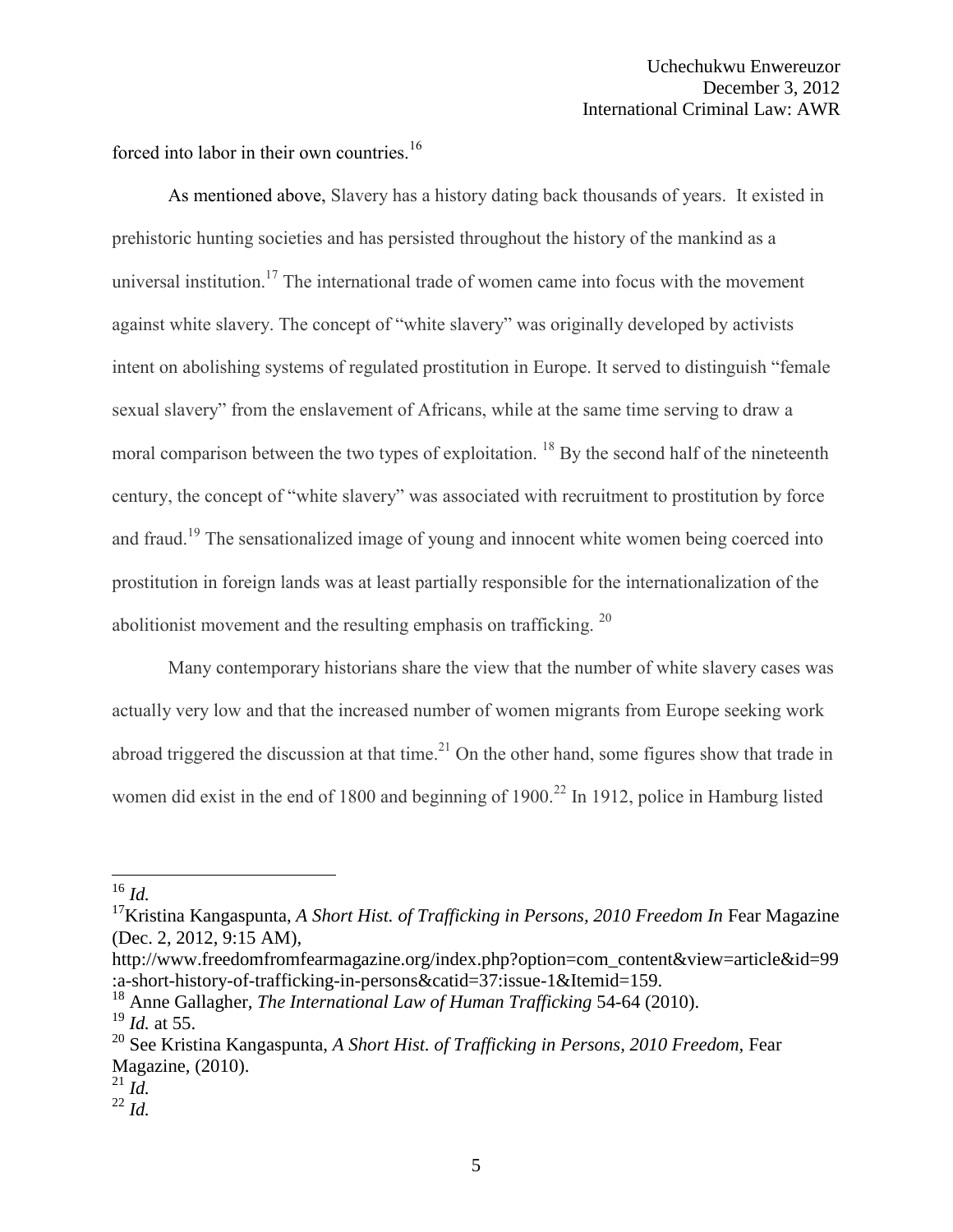forced into labor in their own countries.[16]

As mentioned above, Slavery has a history dating back thousands of years. It existed in prehistoric hunting societies and has persisted throughout the history of the mankind as a universal institution.[17] The international trade of women came into focus with the movement against white slavery. The concept of "white slavery" was originally developed by activists intent on abolishing systems of regulated prostitution in Europe. It served to distinguish "female sexual slavery" from the enslavement of Africans, while at the same time serving to draw a moral comparison between the two types of exploitation. [18] By the second half of the nineteenth century, the concept of "white slavery" was associated with recruitment to prostitution by force and fraud.[19] The sensationalized image of young and innocent white women being coerced into prostitution in foreign lands was at least partially responsible for the internationalization of the abolitionist movement and the resulting emphasis on trafficking. [20]

Many contemporary historians share the view that the number of white slavery cases was actually very low and that the increased number of women migrants from Europe seeking work abroad triggered the discussion at that time.[21] On the other hand, some figures show that trade in women did exist in the end of 1800 and beginning of 1900.[22] In 1912, police in Hamburg listed

---

[16] *Id.*

[17] Kristina Kangaspunta, *A Short Hist. of Trafficking in Persons, 2010 Freedom In* Fear Magazine (Dec. 2, 2012, 9:15 AM), http://www.freedomfromfearmagazine.org/index.php?option=com_content&view=article&id=99:a-short-history-of-trafficking-in-persons&catid=37:issue-1&Itemid=159.

[18] Anne Gallagher, *The International Law of Human Trafficking* 54-64 (2010).

[19] *Id.* at 55.

[20] See Kristina Kangaspunta, *A Short Hist. of Trafficking in Persons, 2010 Freedom,* Fear Magazine, (2010).

[21] *Id.*

[22] *Id.*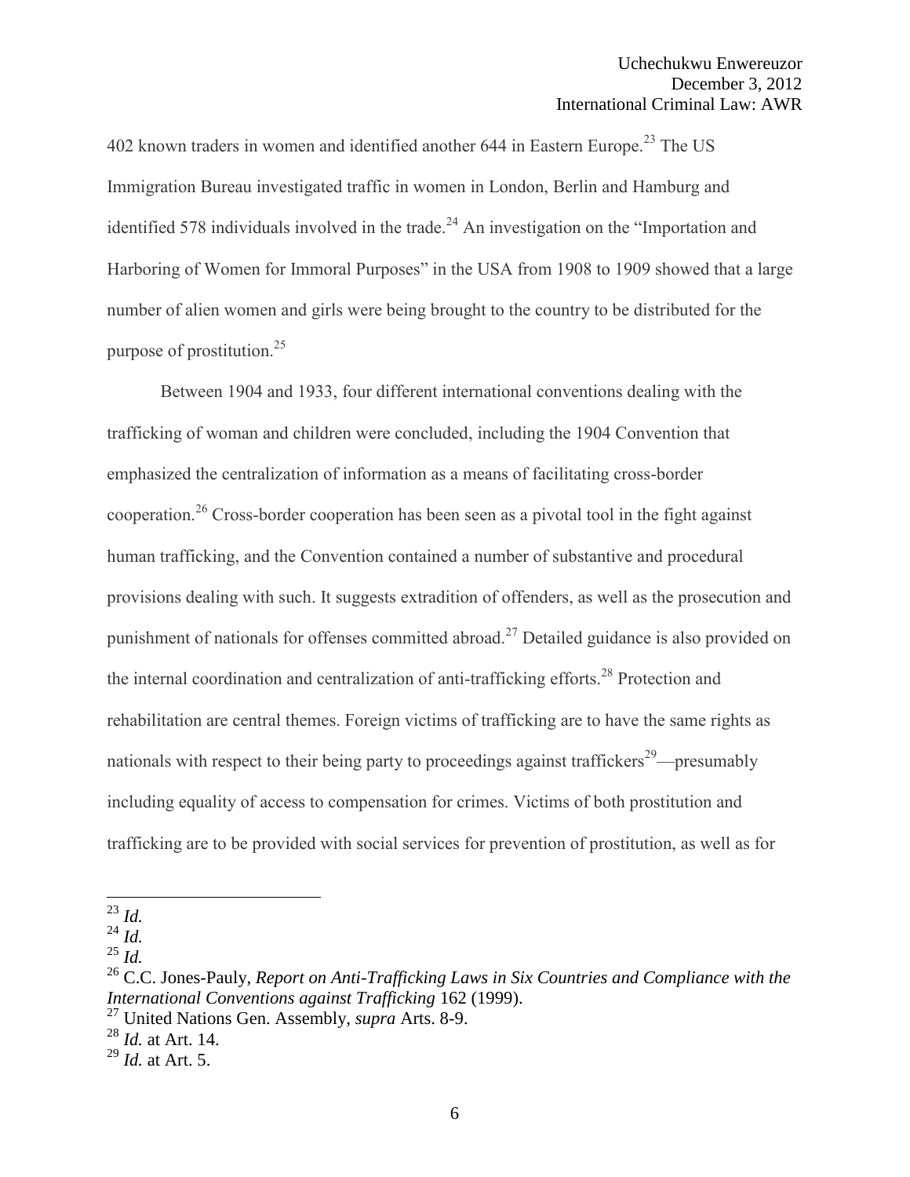402 known traders in women and identified another 644 in Eastern Europe.[23] The US Immigration Bureau investigated traffic in women in London, Berlin and Hamburg and identified 578 individuals involved in the trade.[24] An investigation on the "Importation and Harboring of Women for Immoral Purposes" in the USA from 1908 to 1909 showed that a large number of alien women and girls were being brought to the country to be distributed for the purpose of prostitution.[25]

Between 1904 and 1933, four different international conventions dealing with the trafficking of woman and children were concluded, including the 1904 Convention that emphasized the centralization of information as a means of facilitating cross-border cooperation.[26] Cross-border cooperation has been seen as a pivotal tool in the fight against human trafficking, and the Convention contained a number of substantive and procedural provisions dealing with such. It suggests extradition of offenders, as well as the prosecution and punishment of nationals for offenses committed abroad.[27] Detailed guidance is also provided on the internal coordination and centralization of anti-trafficking efforts.[28] Protection and rehabilitation are central themes. Foreign victims of trafficking are to have the same rights as nationals with respect to their being party to proceedings against traffickers[29]—presumably including equality of access to compensation for crimes. Victims of both prostitution and trafficking are to be provided with social services for prevention of prostitution, as well as for

---

[23] *Id.*

[24] *Id.*

[25] *Id.*

[26] C.C. Jones-Pauly, *Report on Anti-Trafficking Laws in Six Countries and Compliance with the International Conventions against Trafficking* 162 (1999).

[27] United Nations Gen. Assembly, *supra* Arts. 8-9.

[28] *Id.* at Art. 14.

[29] *Id.* at Art. 5.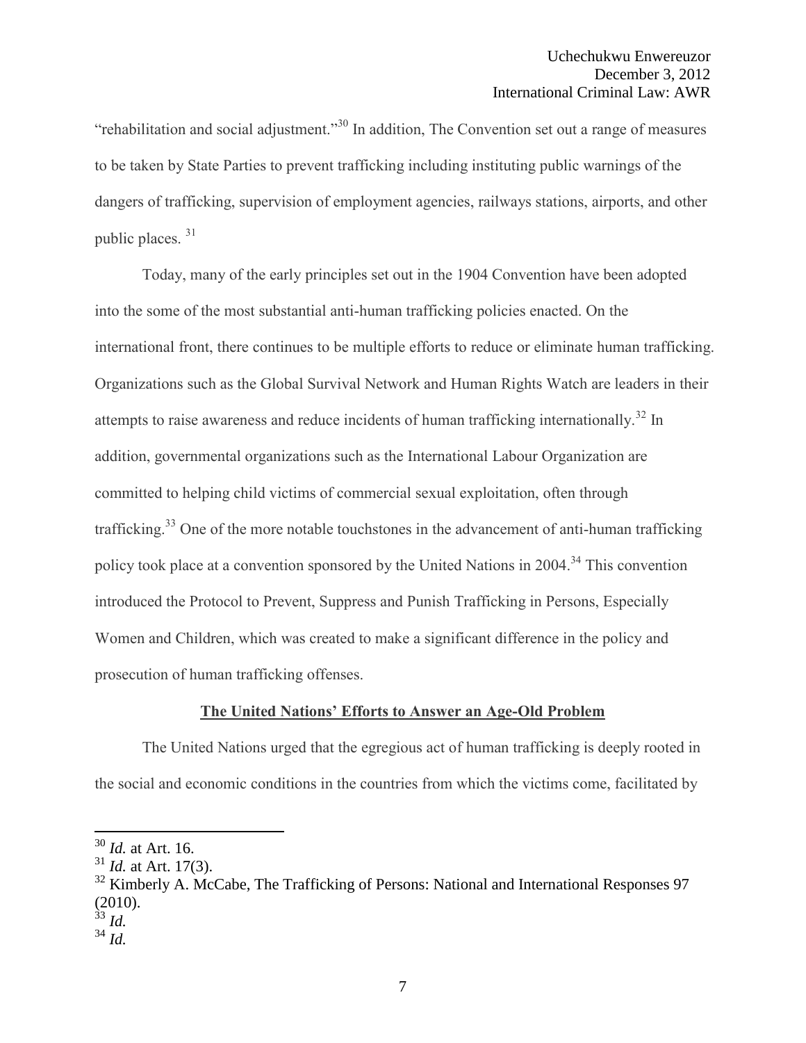"rehabilitation and social adjustment."[30] In addition, The Convention set out a range of measures to be taken by State Parties to prevent trafficking including instituting public warnings of the dangers of trafficking, supervision of employment agencies, railways stations, airports, and other public places. [31]

Today, many of the early principles set out in the 1904 Convention have been adopted into the some of the most substantial anti-human trafficking policies enacted. On the international front, there continues to be multiple efforts to reduce or eliminate human trafficking. Organizations such as the Global Survival Network and Human Rights Watch are leaders in their attempts to raise awareness and reduce incidents of human trafficking internationally.[32] In addition, governmental organizations such as the International Labour Organization are committed to helping child victims of commercial sexual exploitation, often through trafficking.[33] One of the more notable touchstones in the advancement of anti-human trafficking policy took place at a convention sponsored by the United Nations in 2004.[34] This convention introduced the Protocol to Prevent, Suppress and Punish Trafficking in Persons, Especially Women and Children, which was created to make a significant difference in the policy and prosecution of human trafficking offenses.

## The United Nations' Efforts to Answer an Age-Old Problem

The United Nations urged that the egregious act of human trafficking is deeply rooted in the social and economic conditions in the countries from which the victims come, facilitated by

---

[30] *Id.* at Art. 16.

[31] *Id.* at Art. 17(3).

[32] Kimberly A. McCabe, The Trafficking of Persons: National and International Responses 97 (2010).

[33] *Id.*

[34] *Id.*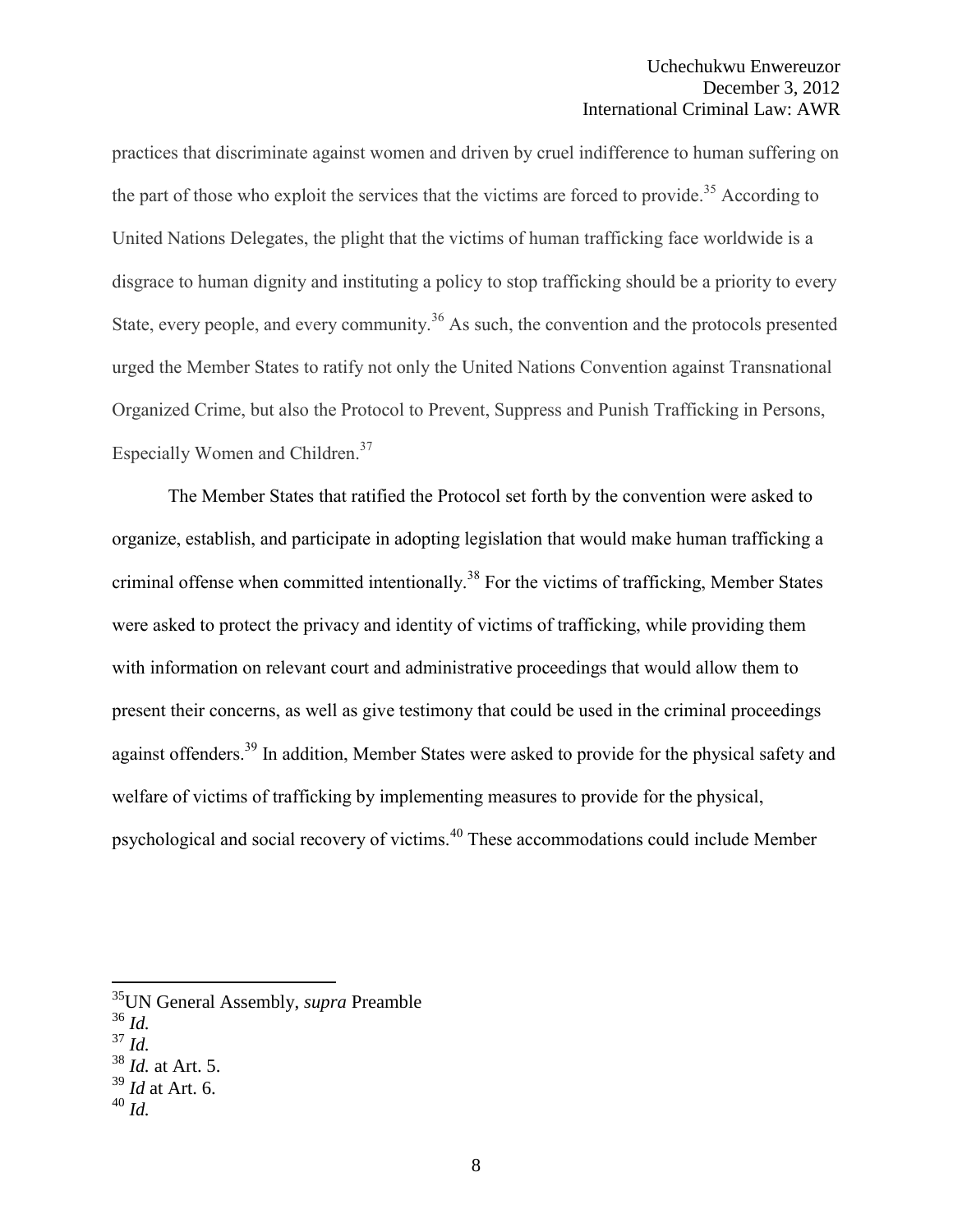practices that discriminate against women and driven by cruel indifference to human suffering on the part of those who exploit the services that the victims are forced to provide.[35] According to United Nations Delegates, the plight that the victims of human trafficking face worldwide is a disgrace to human dignity and instituting a policy to stop trafficking should be a priority to every State, every people, and every community.[36] As such, the convention and the protocols presented urged the Member States to ratify not only the United Nations Convention against Transnational Organized Crime, but also the Protocol to Prevent, Suppress and Punish Trafficking in Persons, Especially Women and Children.[37]

The Member States that ratified the Protocol set forth by the convention were asked to organize, establish, and participate in adopting legislation that would make human trafficking a criminal offense when committed intentionally.[38] For the victims of trafficking, Member States were asked to protect the privacy and identity of victims of trafficking, while providing them with information on relevant court and administrative proceedings that would allow them to present their concerns, as well as give testimony that could be used in the criminal proceedings against offenders.[39] In addition, Member States were asked to provide for the physical safety and welfare of victims of trafficking by implementing measures to provide for the physical, psychological and social recovery of victims.[40] These accommodations could include Member

---

[35] UN General Assembly, *supra* Preamble
[36] *Id.*
[37] *Id.*
[38] *Id.* at Art. 5.
[39] *Id* at Art. 6.
[40] *Id.*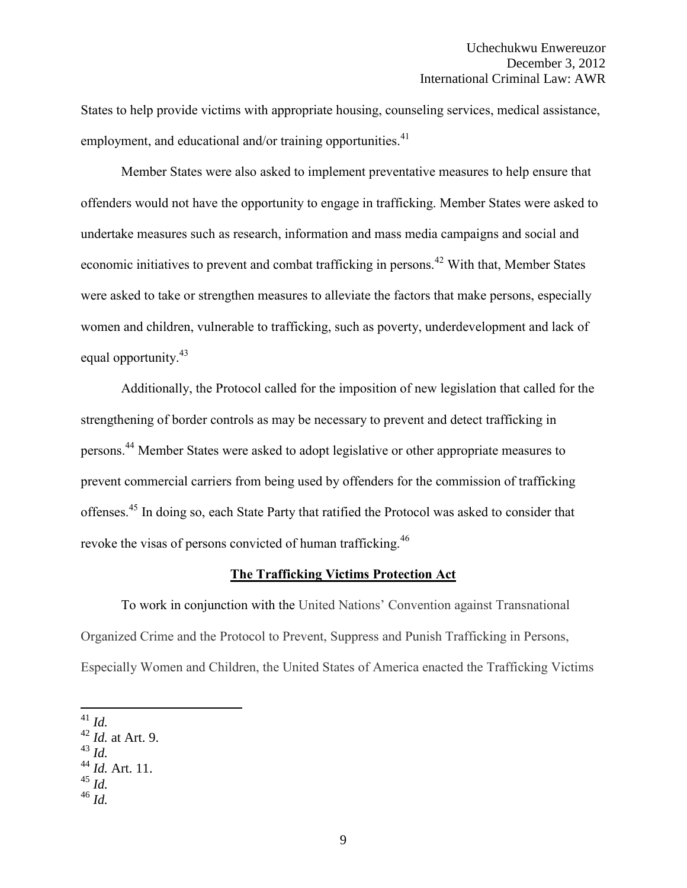States to help provide victims with appropriate housing, counseling services, medical assistance, employment, and educational and/or training opportunities.[41]

Member States were also asked to implement preventative measures to help ensure that offenders would not have the opportunity to engage in trafficking. Member States were asked to undertake measures such as research, information and mass media campaigns and social and economic initiatives to prevent and combat trafficking in persons.[42] With that, Member States were asked to take or strengthen measures to alleviate the factors that make persons, especially women and children, vulnerable to trafficking, such as poverty, underdevelopment and lack of equal opportunity.[43]

Additionally, the Protocol called for the imposition of new legislation that called for the strengthening of border controls as may be necessary to prevent and detect trafficking in persons.[44] Member States were asked to adopt legislative or other appropriate measures to prevent commercial carriers from being used by offenders for the commission of trafficking offenses.[45] In doing so, each State Party that ratified the Protocol was asked to consider that revoke the visas of persons convicted of human trafficking.[46]

**<u>The Trafficking Victims Protection Act</u>**

To work in conjunction with the United Nations' Convention against Transnational Organized Crime and the Protocol to Prevent, Suppress and Punish Trafficking in Persons, Especially Women and Children, the United States of America enacted the Trafficking Victims

---

[41] *Id.*
[42] *Id.* at Art. 9.
[43] *Id.*
[44] *Id.* Art. 11.
[45] *Id.*
[46] *Id.*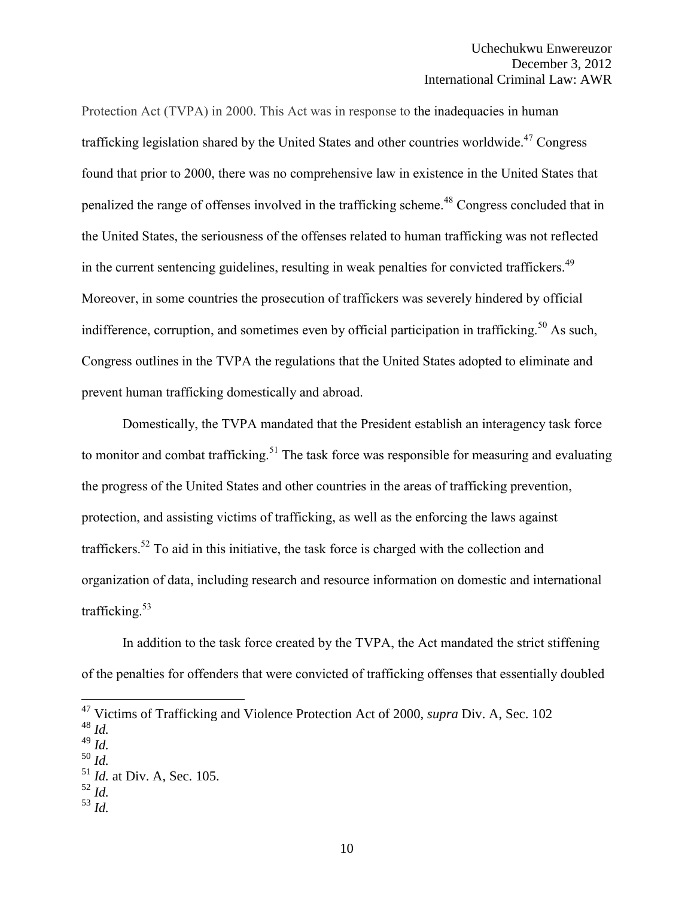Protection Act (TVPA) in 2000. This Act was in response to the inadequacies in human trafficking legislation shared by the United States and other countries worldwide.[47] Congress found that prior to 2000, there was no comprehensive law in existence in the United States that penalized the range of offenses involved in the trafficking scheme.[48] Congress concluded that in the United States, the seriousness of the offenses related to human trafficking was not reflected in the current sentencing guidelines, resulting in weak penalties for convicted traffickers.[49] Moreover, in some countries the prosecution of traffickers was severely hindered by official indifference, corruption, and sometimes even by official participation in trafficking.[50] As such, Congress outlines in the TVPA the regulations that the United States adopted to eliminate and prevent human trafficking domestically and abroad.

Domestically, the TVPA mandated that the President establish an interagency task force to monitor and combat trafficking.[51] The task force was responsible for measuring and evaluating the progress of the United States and other countries in the areas of trafficking prevention, protection, and assisting victims of trafficking, as well as the enforcing the laws against traffickers.[52] To aid in this initiative, the task force is charged with the collection and organization of data, including research and resource information on domestic and international trafficking.[53]

In addition to the task force created by the TVPA, the Act mandated the strict stiffening of the penalties for offenders that were convicted of trafficking offenses that essentially doubled

---

[47] Victims of Trafficking and Violence Protection Act of 2000, *supra* Div. A, Sec. 102

[48] *Id.*

[49] *Id.*

[50] *Id.*

[51] *Id.* at Div. A, Sec. 105.

[52] *Id.*

[53] *Id.*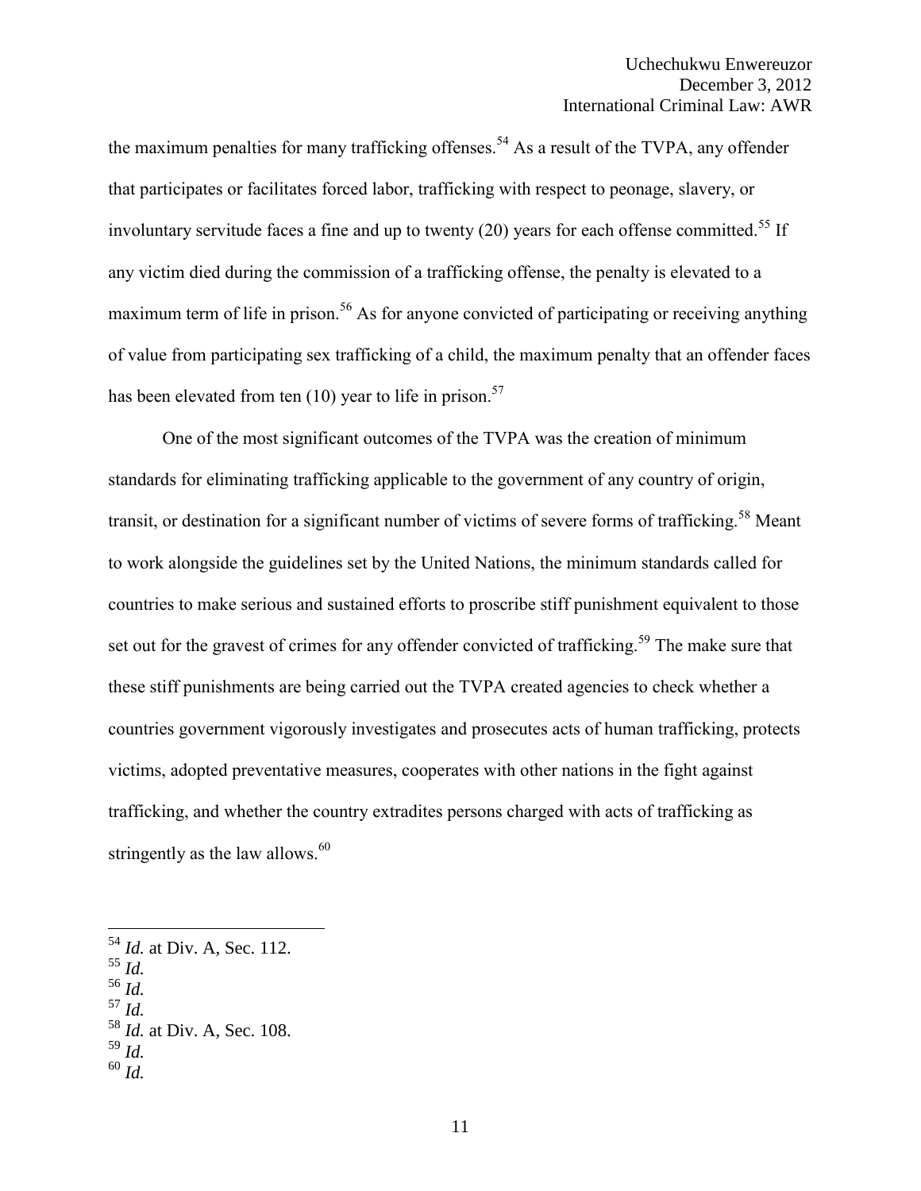the maximum penalties for many trafficking offenses.[54] As a result of the TVPA, any offender that participates or facilitates forced labor, trafficking with respect to peonage, slavery, or involuntary servitude faces a fine and up to twenty (20) years for each offense committed.[55] If any victim died during the commission of a trafficking offense, the penalty is elevated to a maximum term of life in prison.[56] As for anyone convicted of participating or receiving anything of value from participating sex trafficking of a child, the maximum penalty that an offender faces has been elevated from ten (10) year to life in prison.[57]

One of the most significant outcomes of the TVPA was the creation of minimum standards for eliminating trafficking applicable to the government of any country of origin, transit, or destination for a significant number of victims of severe forms of trafficking.[58] Meant to work alongside the guidelines set by the United Nations, the minimum standards called for countries to make serious and sustained efforts to proscribe stiff punishment equivalent to those set out for the gravest of crimes for any offender convicted of trafficking.[59] The make sure that these stiff punishments are being carried out the TVPA created agencies to check whether a countries government vigorously investigates and prosecutes acts of human trafficking, protects victims, adopted preventative measures, cooperates with other nations in the fight against trafficking, and whether the country extradites persons charged with acts of trafficking as stringently as the law allows.[60]

---

[54] *Id.* at Div. A, Sec. 112.
[55] *Id.*
[56] *Id.*
[57] *Id.*
[58] *Id.* at Div. A, Sec. 108.
[59] *Id.*
[60] *Id.*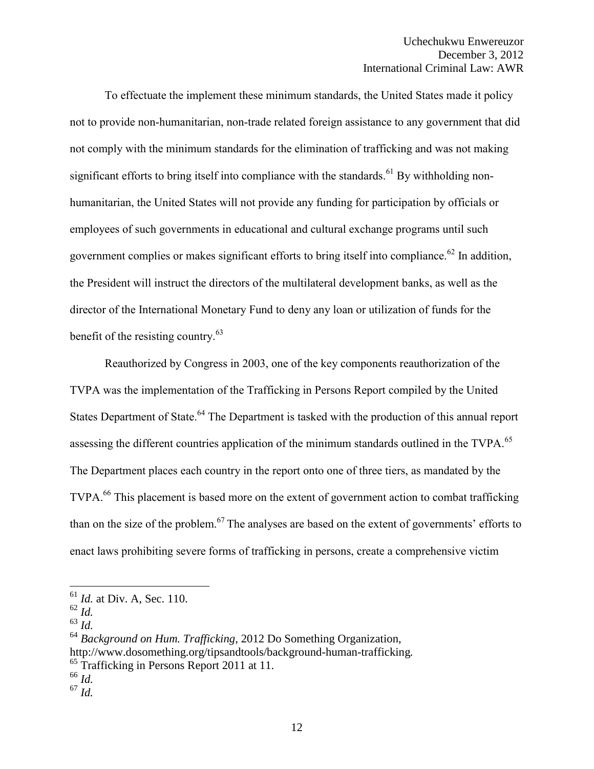To effectuate the implement these minimum standards, the United States made it policy not to provide non-humanitarian, non-trade related foreign assistance to any government that did not comply with the minimum standards for the elimination of trafficking and was not making significant efforts to bring itself into compliance with the standards.[61] By withholding non-humanitarian, the United States will not provide any funding for participation by officials or employees of such governments in educational and cultural exchange programs until such government complies or makes significant efforts to bring itself into compliance.[62] In addition, the President will instruct the directors of the multilateral development banks, as well as the director of the International Monetary Fund to deny any loan or utilization of funds for the benefit of the resisting country.[63]

Reauthorized by Congress in 2003, one of the key components reauthorization of the TVPA was the implementation of the Trafficking in Persons Report compiled by the United States Department of State.[64] The Department is tasked with the production of this annual report assessing the different countries application of the minimum standards outlined in the TVPA.[65] The Department places each country in the report onto one of three tiers, as mandated by the TVPA.[66] This placement is based more on the extent of government action to combat trafficking than on the size of the problem.[67] The analyses are based on the extent of governments' efforts to enact laws prohibiting severe forms of trafficking in persons, create a comprehensive victim

---

[61] *Id.* at Div. A, Sec. 110.

[62] *Id.*

[63] *Id.*

[64] *Background on Hum. Trafficking,* 2012 Do Something Organization, http://www.dosomething.org/tipsandtools/background-human-trafficking.

[65] Trafficking in Persons Report 2011 at 11.

[66] *Id.*

[67] *Id.*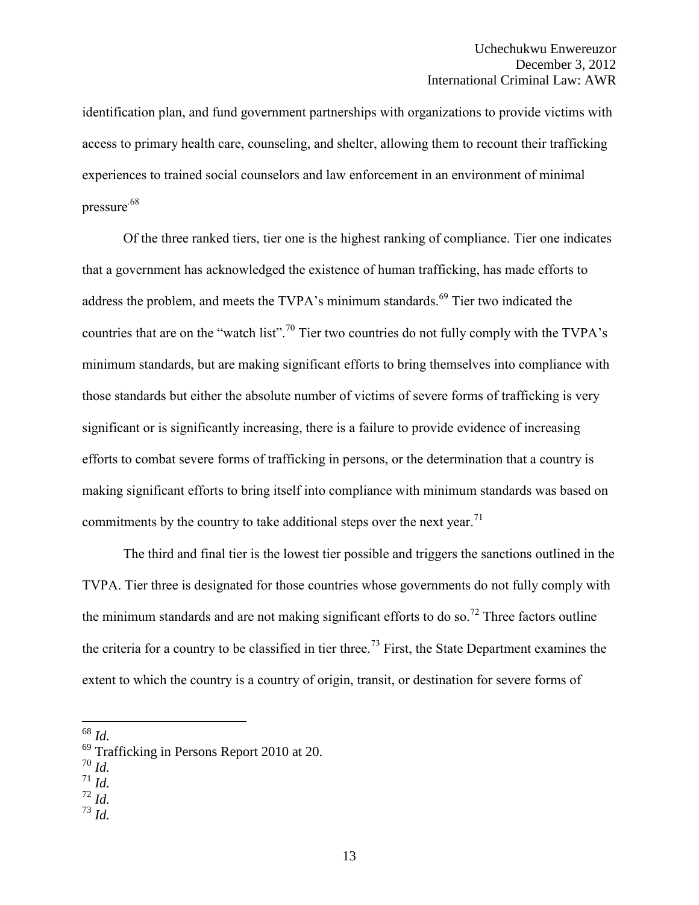identification plan, and fund government partnerships with organizations to provide victims with access to primary health care, counseling, and shelter, allowing them to recount their trafficking experiences to trained social counselors and law enforcement in an environment of minimal pressure.[68]

Of the three ranked tiers, tier one is the highest ranking of compliance. Tier one indicates that a government has acknowledged the existence of human trafficking, has made efforts to address the problem, and meets the TVPA's minimum standards.[69] Tier two indicated the countries that are on the "watch list".[70] Tier two countries do not fully comply with the TVPA's minimum standards, but are making significant efforts to bring themselves into compliance with those standards but either the absolute number of victims of severe forms of trafficking is very significant or is significantly increasing, there is a failure to provide evidence of increasing efforts to combat severe forms of trafficking in persons, or the determination that a country is making significant efforts to bring itself into compliance with minimum standards was based on commitments by the country to take additional steps over the next year.[71]

The third and final tier is the lowest tier possible and triggers the sanctions outlined in the TVPA. Tier three is designated for those countries whose governments do not fully comply with the minimum standards and are not making significant efforts to do so.[72] Three factors outline the criteria for a country to be classified in tier three.[73] First, the State Department examines the extent to which the country is a country of origin, transit, or destination for severe forms of

---

[68] *Id.*

[69] Trafficking in Persons Report 2010 at 20.

[70] *Id.*

[71] *Id.*

[72] *Id.*

[73] *Id.*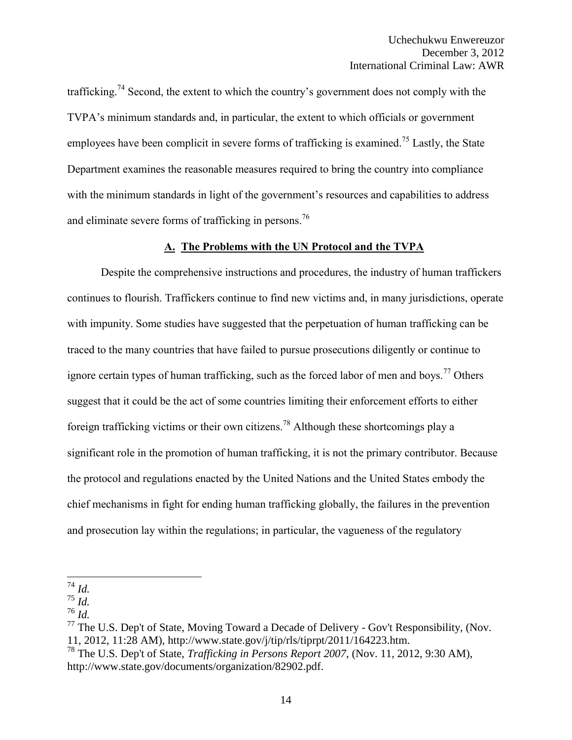trafficking.[74] Second, the extent to which the country's government does not comply with the TVPA's minimum standards and, in particular, the extent to which officials or government employees have been complicit in severe forms of trafficking is examined.[75] Lastly, the State Department examines the reasonable measures required to bring the country into compliance with the minimum standards in light of the government's resources and capabilities to address and eliminate severe forms of trafficking in persons.[76]

### A. The Problems with the UN Protocol and the TVPA

Despite the comprehensive instructions and procedures, the industry of human traffickers continues to flourish. Traffickers continue to find new victims and, in many jurisdictions, operate with impunity. Some studies have suggested that the perpetuation of human trafficking can be traced to the many countries that have failed to pursue prosecutions diligently or continue to ignore certain types of human trafficking, such as the forced labor of men and boys.[77] Others suggest that it could be the act of some countries limiting their enforcement efforts to either foreign trafficking victims or their own citizens.[78] Although these shortcomings play a significant role in the promotion of human trafficking, it is not the primary contributor. Because the protocol and regulations enacted by the United Nations and the United States embody the chief mechanisms in fight for ending human trafficking globally, the failures in the prevention and prosecution lay within the regulations; in particular, the vagueness of the regulatory

---

[74] *Id.*

[75] *Id.*

[76] *Id.*

[77] The U.S. Dep't of State, Moving Toward a Decade of Delivery - Gov't Responsibility, (Nov. 11, 2012, 11:28 AM), http://www.state.gov/j/tip/rls/tiprpt/2011/164223.htm.

[78] The U.S. Dep't of State, *Trafficking in Persons Report 2007*, (Nov. 11, 2012, 9:30 AM), http://www.state.gov/documents/organization/82902.pdf.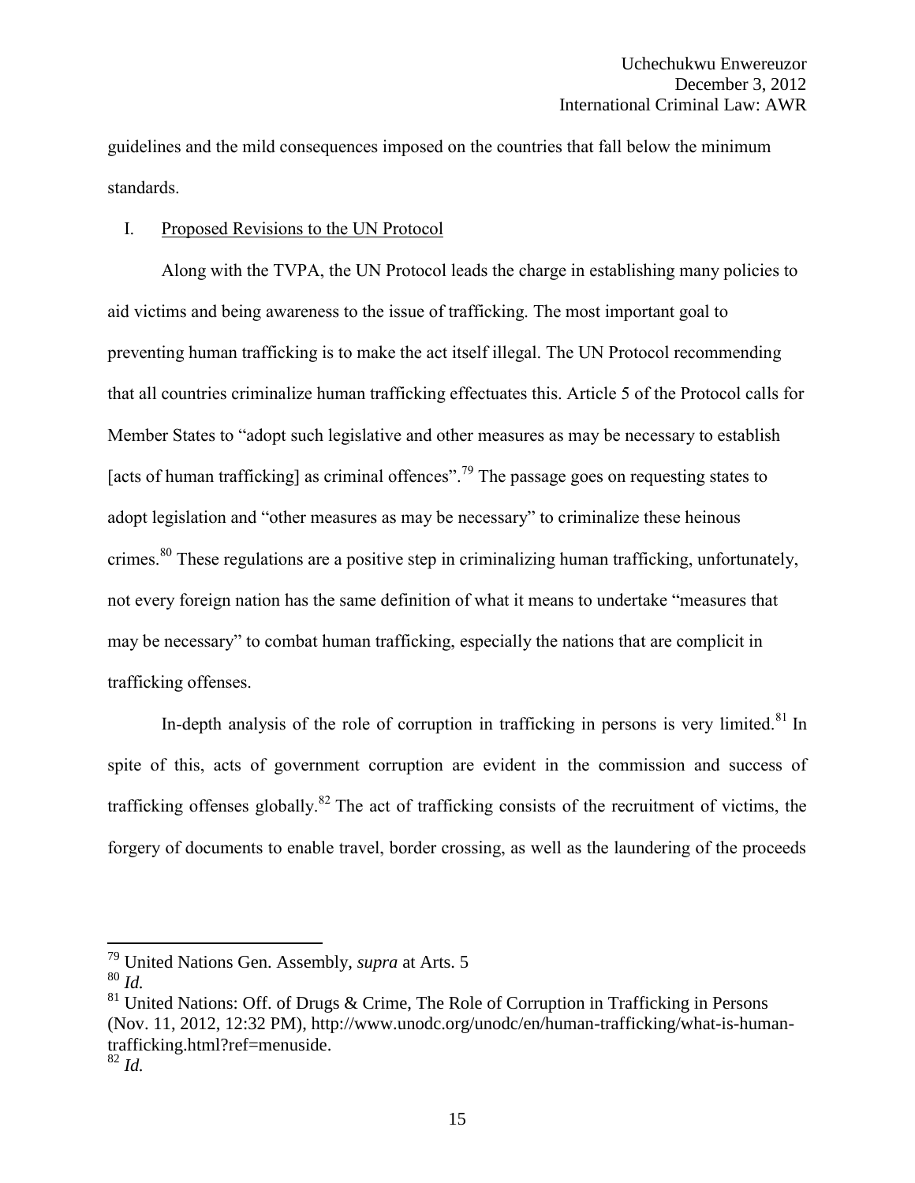guidelines and the mild consequences imposed on the countries that fall below the minimum standards.

## I. Proposed Revisions to the UN Protocol

Along with the TVPA, the UN Protocol leads the charge in establishing many policies to aid victims and being awareness to the issue of trafficking. The most important goal to preventing human trafficking is to make the act itself illegal. The UN Protocol recommending that all countries criminalize human trafficking effectuates this. Article 5 of the Protocol calls for Member States to "adopt such legislative and other measures as may be necessary to establish [acts of human trafficking] as criminal offences".[79] The passage goes on requesting states to adopt legislation and "other measures as may be necessary" to criminalize these heinous crimes.[80] These regulations are a positive step in criminalizing human trafficking, unfortunately, not every foreign nation has the same definition of what it means to undertake "measures that may be necessary" to combat human trafficking, especially the nations that are complicit in trafficking offenses.

In-depth analysis of the role of corruption in trafficking in persons is very limited.[81] In spite of this, acts of government corruption are evident in the commission and success of trafficking offenses globally.[82] The act of trafficking consists of the recruitment of victims, the forgery of documents to enable travel, border crossing, as well as the laundering of the proceeds

---

[79] United Nations Gen. Assembly, *supra* at Arts. 5

[80] *Id.*

[81] United Nations: Off. of Drugs & Crime, The Role of Corruption in Trafficking in Persons (Nov. 11, 2012, 12:32 PM), http://www.unodc.org/unodc/en/human-trafficking/what-is-human-trafficking.html?ref=menuside.

[82] *Id.*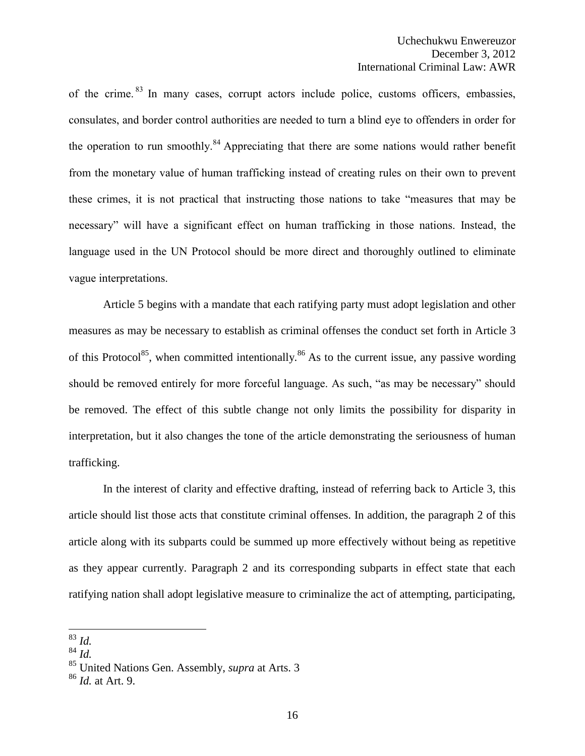of the crime.[83] In many cases, corrupt actors include police, customs officers, embassies, consulates, and border control authorities are needed to turn a blind eye to offenders in order for the operation to run smoothly.[84] Appreciating that there are some nations would rather benefit from the monetary value of human trafficking instead of creating rules on their own to prevent these crimes, it is not practical that instructing those nations to take "measures that may be necessary" will have a significant effect on human trafficking in those nations. Instead, the language used in the UN Protocol should be more direct and thoroughly outlined to eliminate vague interpretations.

Article 5 begins with a mandate that each ratifying party must adopt legislation and other measures as may be necessary to establish as criminal offenses the conduct set forth in Article 3 of this Protocol[85], when committed intentionally.[86] As to the current issue, any passive wording should be removed entirely for more forceful language. As such, "as may be necessary" should be removed. The effect of this subtle change not only limits the possibility for disparity in interpretation, but it also changes the tone of the article demonstrating the seriousness of human trafficking.

In the interest of clarity and effective drafting, instead of referring back to Article 3, this article should list those acts that constitute criminal offenses. In addition, the paragraph 2 of this article along with its subparts could be summed up more effectively without being as repetitive as they appear currently. Paragraph 2 and its corresponding subparts in effect state that each ratifying nation shall adopt legislative measure to criminalize the act of attempting, participating,

---

[83] *Id.*

[84] *Id.*

[85] United Nations Gen. Assembly, *supra* at Arts. 3

[86] *Id.* at Art. 9.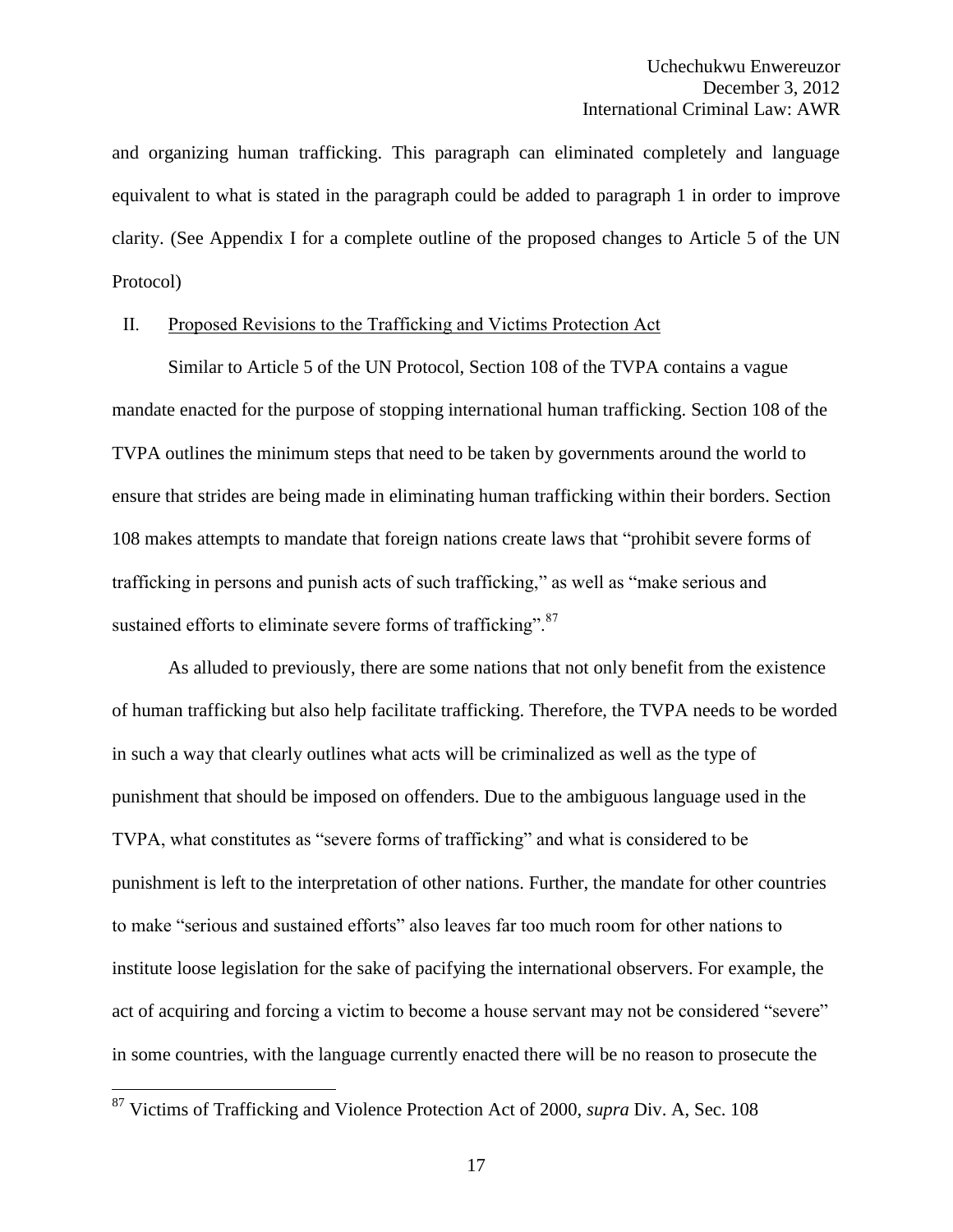and organizing human trafficking. This paragraph can eliminated completely and language equivalent to what is stated in the paragraph could be added to paragraph 1 in order to improve clarity. (See Appendix I for a complete outline of the proposed changes to Article 5 of the UN Protocol)

## II. Proposed Revisions to the Trafficking and Victims Protection Act

Similar to Article 5 of the UN Protocol, Section 108 of the TVPA contains a vague mandate enacted for the purpose of stopping international human trafficking. Section 108 of the TVPA outlines the minimum steps that need to be taken by governments around the world to ensure that strides are being made in eliminating human trafficking within their borders. Section 108 makes attempts to mandate that foreign nations create laws that "prohibit severe forms of trafficking in persons and punish acts of such trafficking," as well as "make serious and sustained efforts to eliminate severe forms of trafficking".[87]

As alluded to previously, there are some nations that not only benefit from the existence of human trafficking but also help facilitate trafficking. Therefore, the TVPA needs to be worded in such a way that clearly outlines what acts will be criminalized as well as the type of punishment that should be imposed on offenders. Due to the ambiguous language used in the TVPA, what constitutes as "severe forms of trafficking" and what is considered to be punishment is left to the interpretation of other nations. Further, the mandate for other countries to make "serious and sustained efforts" also leaves far too much room for other nations to institute loose legislation for the sake of pacifying the international observers. For example, the act of acquiring and forcing a victim to become a house servant may not be considered "severe" in some countries, with the language currently enacted there will be no reason to prosecute the

[87] Victims of Trafficking and Violence Protection Act of 2000, *supra* Div. A, Sec. 108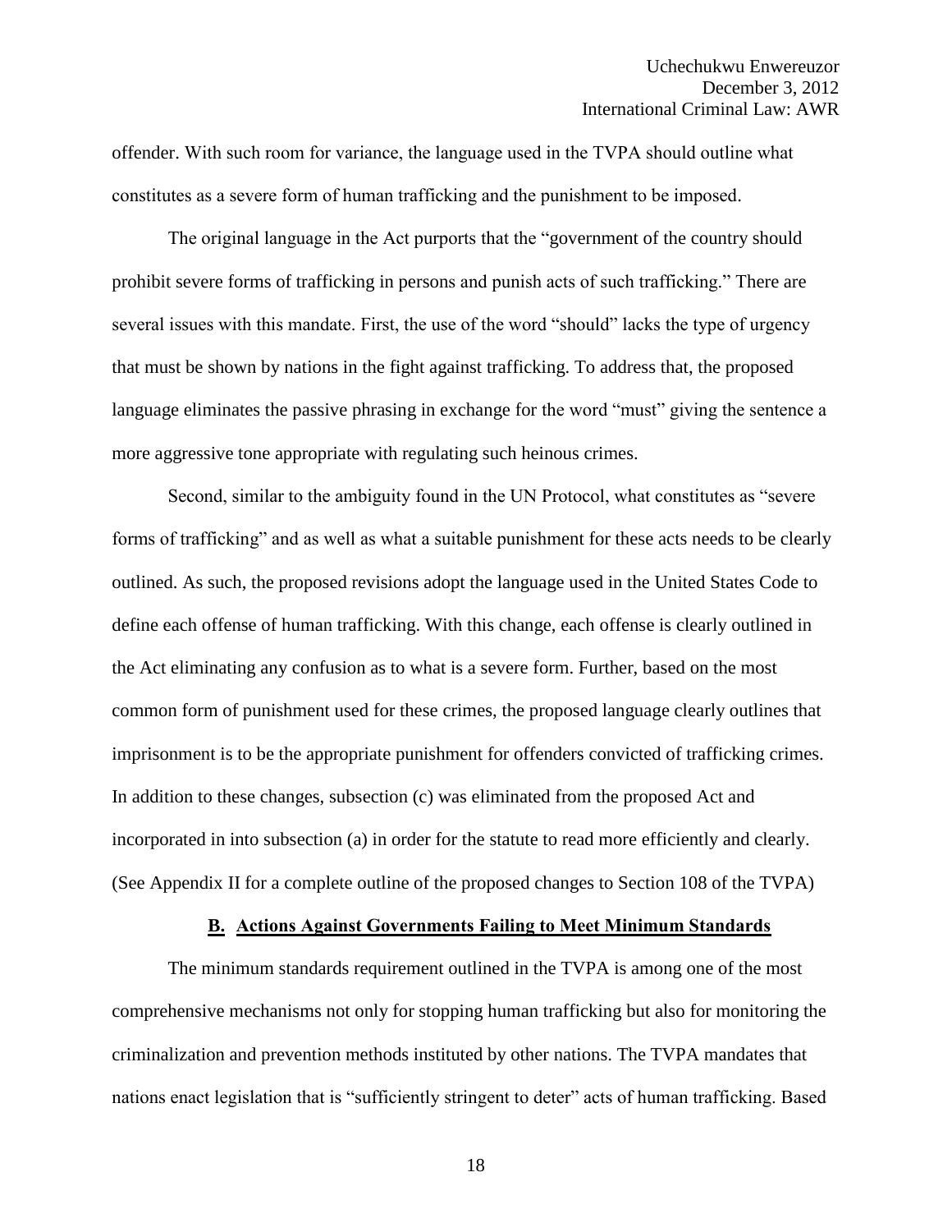offender. With such room for variance, the language used in the TVPA should outline what constitutes as a severe form of human trafficking and the punishment to be imposed.

The original language in the Act purports that the "government of the country should prohibit severe forms of trafficking in persons and punish acts of such trafficking." There are several issues with this mandate. First, the use of the word "should" lacks the type of urgency that must be shown by nations in the fight against trafficking. To address that, the proposed language eliminates the passive phrasing in exchange for the word "must" giving the sentence a more aggressive tone appropriate with regulating such heinous crimes.

Second, similar to the ambiguity found in the UN Protocol, what constitutes as "severe forms of trafficking" and as well as what a suitable punishment for these acts needs to be clearly outlined. As such, the proposed revisions adopt the language used in the United States Code to define each offense of human trafficking. With this change, each offense is clearly outlined in the Act eliminating any confusion as to what is a severe form. Further, based on the most common form of punishment used for these crimes, the proposed language clearly outlines that imprisonment is to be the appropriate punishment for offenders convicted of trafficking crimes. In addition to these changes, subsection (c) was eliminated from the proposed Act and incorporated in into subsection (a) in order for the statute to read more efficiently and clearly. (See Appendix II for a complete outline of the proposed changes to Section 108 of the TVPA)

## B. Actions Against Governments Failing to Meet Minimum Standards

The minimum standards requirement outlined in the TVPA is among one of the most comprehensive mechanisms not only for stopping human trafficking but also for monitoring the criminalization and prevention methods instituted by other nations. The TVPA mandates that nations enact legislation that is "sufficiently stringent to deter" acts of human trafficking. Based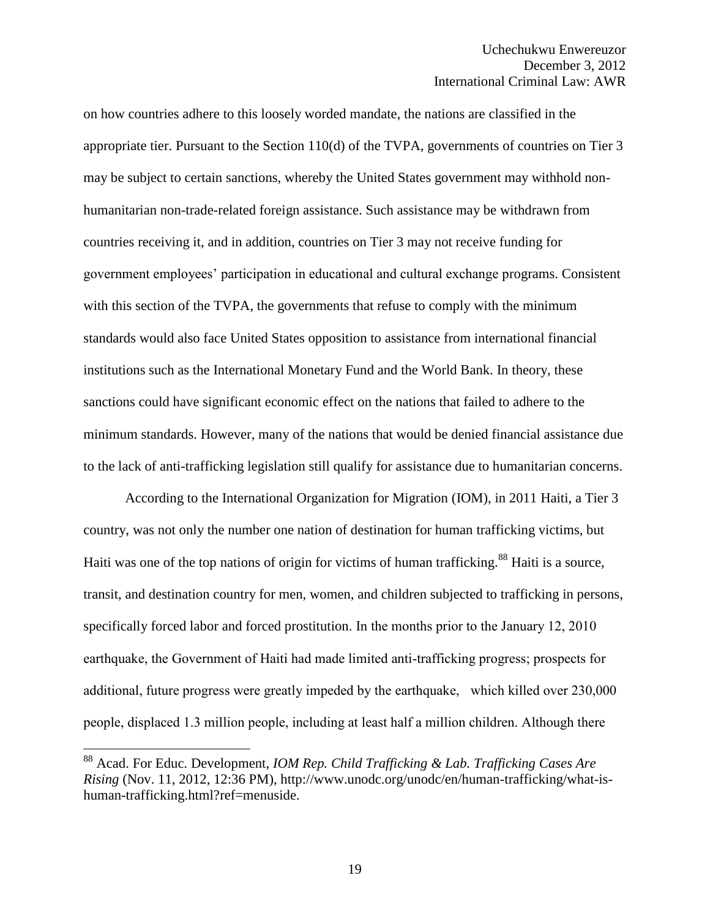on how countries adhere to this loosely worded mandate, the nations are classified in the appropriate tier. Pursuant to the Section 110(d) of the TVPA, governments of countries on Tier 3 may be subject to certain sanctions, whereby the United States government may withhold non-humanitarian non-trade-related foreign assistance. Such assistance may be withdrawn from countries receiving it, and in addition, countries on Tier 3 may not receive funding for government employees' participation in educational and cultural exchange programs. Consistent with this section of the TVPA, the governments that refuse to comply with the minimum standards would also face United States opposition to assistance from international financial institutions such as the International Monetary Fund and the World Bank. In theory, these sanctions could have significant economic effect on the nations that failed to adhere to the minimum standards. However, many of the nations that would be denied financial assistance due to the lack of anti-trafficking legislation still qualify for assistance due to humanitarian concerns.

According to the International Organization for Migration (IOM), in 2011 Haiti, a Tier 3 country, was not only the number one nation of destination for human trafficking victims, but Haiti was one of the top nations of origin for victims of human trafficking.[88] Haiti is a source, transit, and destination country for men, women, and children subjected to trafficking in persons, specifically forced labor and forced prostitution. In the months prior to the January 12, 2010 earthquake, the Government of Haiti had made limited anti-trafficking progress; prospects for additional, future progress were greatly impeded by the earthquake, which killed over 230,000 people, displaced 1.3 million people, including at least half a million children. Although there

---

[88] Acad. For Educ. Development, *IOM Rep. Child Trafficking & Lab. Trafficking Cases Are Rising* (Nov. 11, 2012, 12:36 PM), http://www.unodc.org/unodc/en/human-trafficking/what-is-human-trafficking.html?ref=menuside.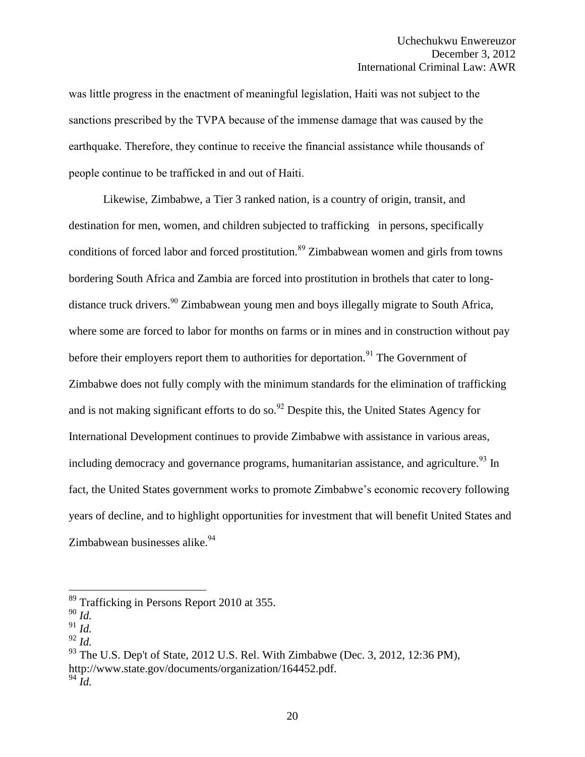was little progress in the enactment of meaningful legislation, Haiti was not subject to the sanctions prescribed by the TVPA because of the immense damage that was caused by the earthquake. Therefore, they continue to receive the financial assistance while thousands of people continue to be trafficked in and out of Haiti.

Likewise, Zimbabwe, a Tier 3 ranked nation, is a country of origin, transit, and destination for men, women, and children subjected to trafficking in persons, specifically conditions of forced labor and forced prostitution.[89] Zimbabwean women and girls from towns bordering South Africa and Zambia are forced into prostitution in brothels that cater to long-distance truck drivers.[90] Zimbabwean young men and boys illegally migrate to South Africa, where some are forced to labor for months on farms or in mines and in construction without pay before their employers report them to authorities for deportation.[91] The Government of Zimbabwe does not fully comply with the minimum standards for the elimination of trafficking and is not making significant efforts to do so.[92] Despite this, the United States Agency for International Development continues to provide Zimbabwe with assistance in various areas, including democracy and governance programs, humanitarian assistance, and agriculture.[93] In fact, the United States government works to promote Zimbabwe's economic recovery following years of decline, and to highlight opportunities for investment that will benefit United States and Zimbabwean businesses alike.[94]

---

[89] Trafficking in Persons Report 2010 at 355.

[90] *Id.*

[91] *Id.*

[92] *Id.*

[93] The U.S. Dep't of State, 2012 U.S. Rel. With Zimbabwe (Dec. 3, 2012, 12:36 PM), http://www.state.gov/documents/organization/164452.pdf.

[94] *Id.*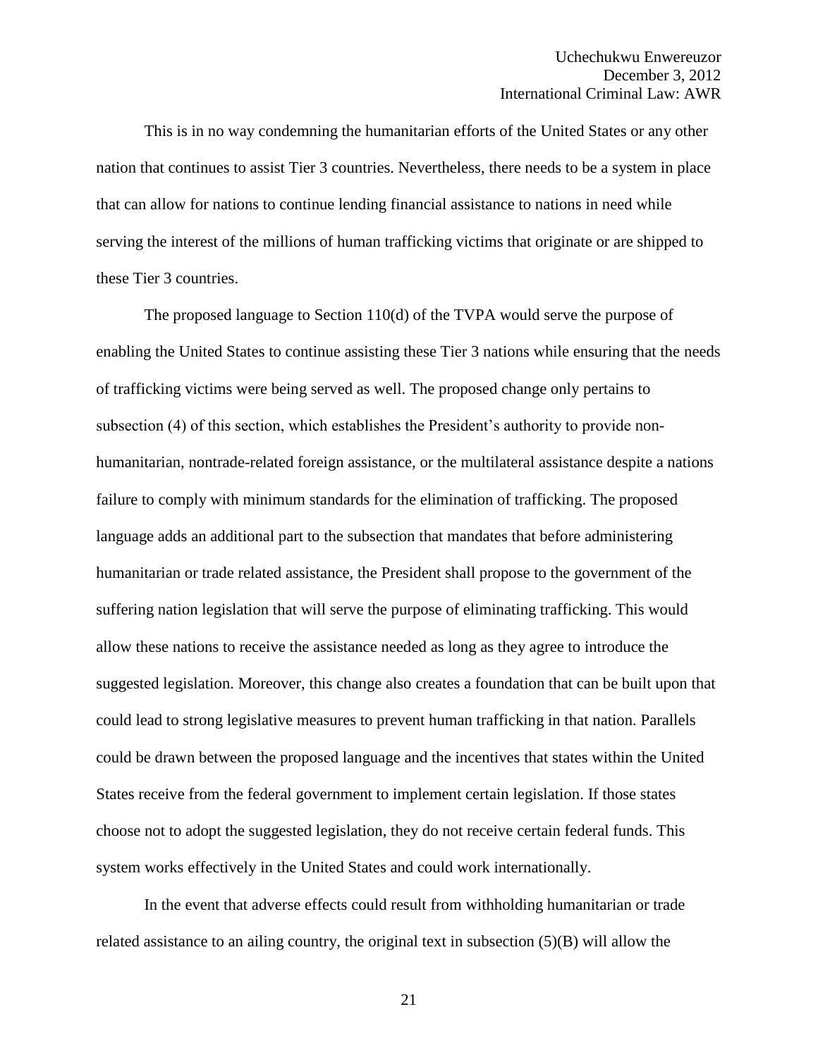This is in no way condemning the humanitarian efforts of the United States or any other nation that continues to assist Tier 3 countries. Nevertheless, there needs to be a system in place that can allow for nations to continue lending financial assistance to nations in need while serving the interest of the millions of human trafficking victims that originate or are shipped to these Tier 3 countries.

The proposed language to Section 110(d) of the TVPA would serve the purpose of enabling the United States to continue assisting these Tier 3 nations while ensuring that the needs of trafficking victims were being served as well. The proposed change only pertains to subsection (4) of this section, which establishes the President's authority to provide non-humanitarian, nontrade-related foreign assistance, or the multilateral assistance despite a nations failure to comply with minimum standards for the elimination of trafficking. The proposed language adds an additional part to the subsection that mandates that before administering humanitarian or trade related assistance, the President shall propose to the government of the suffering nation legislation that will serve the purpose of eliminating trafficking. This would allow these nations to receive the assistance needed as long as they agree to introduce the suggested legislation. Moreover, this change also creates a foundation that can be built upon that could lead to strong legislative measures to prevent human trafficking in that nation. Parallels could be drawn between the proposed language and the incentives that states within the United States receive from the federal government to implement certain legislation. If those states choose not to adopt the suggested legislation, they do not receive certain federal funds. This system works effectively in the United States and could work internationally.

In the event that adverse effects could result from withholding humanitarian or trade related assistance to an ailing country, the original text in subsection (5)(B) will allow the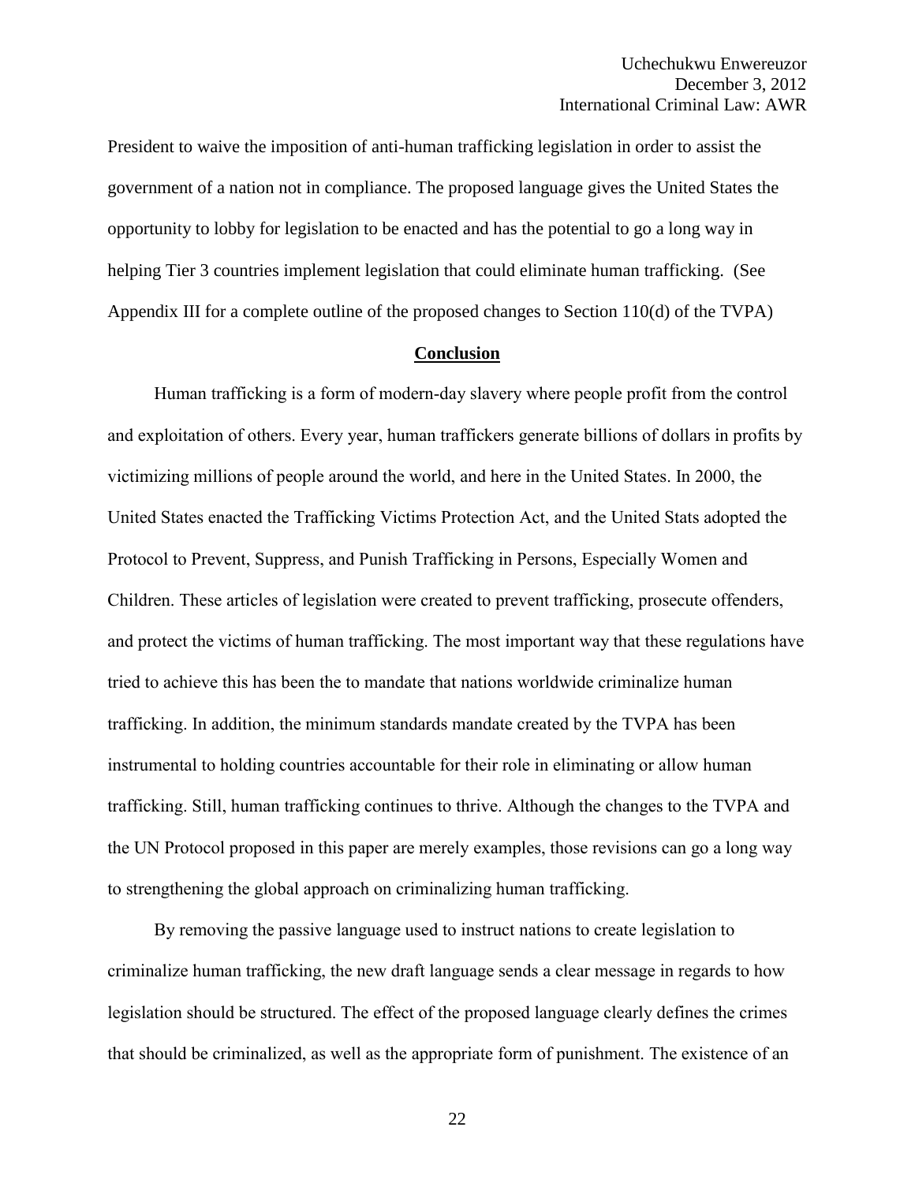President to waive the imposition of anti-human trafficking legislation in order to assist the government of a nation not in compliance. The proposed language gives the United States the opportunity to lobby for legislation to be enacted and has the potential to go a long way in helping Tier 3 countries implement legislation that could eliminate human trafficking. (See Appendix III for a complete outline of the proposed changes to Section 110(d) of the TVPA)

## Conclusion

Human trafficking is a form of modern-day slavery where people profit from the control and exploitation of others. Every year, human traffickers generate billions of dollars in profits by victimizing millions of people around the world, and here in the United States. In 2000, the United States enacted the Trafficking Victims Protection Act, and the United Stats adopted the Protocol to Prevent, Suppress, and Punish Trafficking in Persons, Especially Women and Children. These articles of legislation were created to prevent trafficking, prosecute offenders, and protect the victims of human trafficking. The most important way that these regulations have tried to achieve this has been the to mandate that nations worldwide criminalize human trafficking. In addition, the minimum standards mandate created by the TVPA has been instrumental to holding countries accountable for their role in eliminating or allow human trafficking. Still, human trafficking continues to thrive. Although the changes to the TVPA and the UN Protocol proposed in this paper are merely examples, those revisions can go a long way to strengthening the global approach on criminalizing human trafficking.

By removing the passive language used to instruct nations to create legislation to criminalize human trafficking, the new draft language sends a clear message in regards to how legislation should be structured. The effect of the proposed language clearly defines the crimes that should be criminalized, as well as the appropriate form of punishment. The existence of an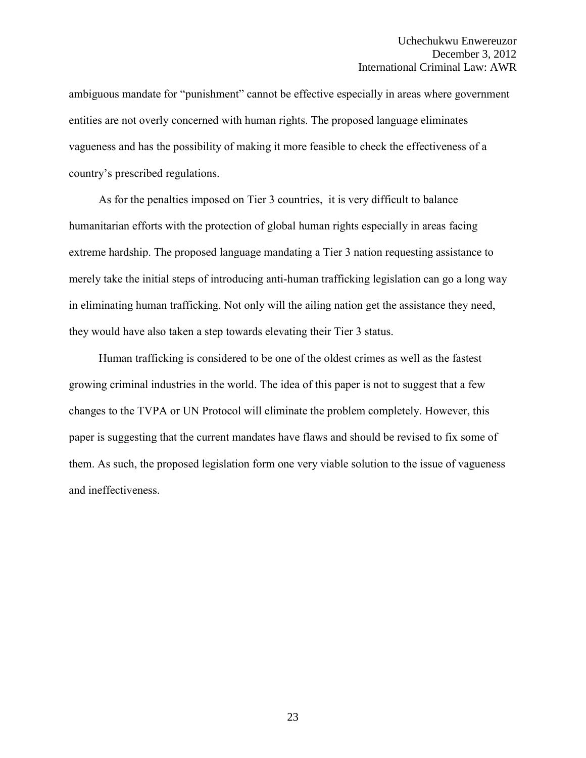ambiguous mandate for "punishment" cannot be effective especially in areas where government entities are not overly concerned with human rights. The proposed language eliminates vagueness and has the possibility of making it more feasible to check the effectiveness of a country's prescribed regulations.

As for the penalties imposed on Tier 3 countries, it is very difficult to balance humanitarian efforts with the protection of global human rights especially in areas facing extreme hardship. The proposed language mandating a Tier 3 nation requesting assistance to merely take the initial steps of introducing anti-human trafficking legislation can go a long way in eliminating human trafficking. Not only will the ailing nation get the assistance they need, they would have also taken a step towards elevating their Tier 3 status.

Human trafficking is considered to be one of the oldest crimes as well as the fastest growing criminal industries in the world. The idea of this paper is not to suggest that a few changes to the TVPA or UN Protocol will eliminate the problem completely. However, this paper is suggesting that the current mandates have flaws and should be revised to fix some of them. As such, the proposed legislation form one very viable solution to the issue of vagueness and ineffectiveness.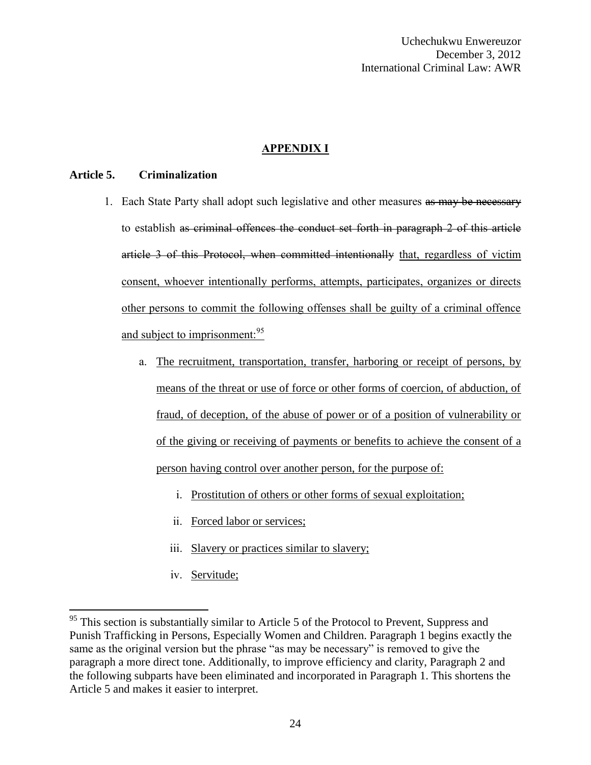## APPENDIX I

**Article 5. Criminalization**

1. Each State Party shall adopt such legislative and other measures ~~as may be necessary~~ to establish ~~as criminal offences the conduct set forth in paragraph 2 of this article article 3 of this Protocol, when committed intentionally~~ <u>that, regardless of victim consent, whoever intentionally performs, attempts, participates, organizes or directs other persons to commit the following offenses shall be guilty of a criminal offence and subject to imprisonment:</u>[95]

   a. <u>The recruitment, transportation, transfer, harboring or receipt of persons, by means of the threat or use of force or other forms of coercion, of abduction, of fraud, of deception, of the abuse of power or of a position of vulnerability or of the giving or receiving of payments or benefits to achieve the consent of a person having control over another person, for the purpose of:</u>

      i. <u>Prostitution of others or other forms of sexual exploitation;</u>

      ii. <u>Forced labor or services;</u>

      iii. <u>Slavery or practices similar to slavery;</u>

      iv. <u>Servitude;</u>

---

[95] This section is substantially similar to Article 5 of the Protocol to Prevent, Suppress and Punish Trafficking in Persons, Especially Women and Children. Paragraph 1 begins exactly the same as the original version but the phrase "as may be necessary" is removed to give the paragraph a more direct tone. Additionally, to improve efficiency and clarity, Paragraph 2 and the following subparts have been eliminated and incorporated in Paragraph 1. This shortens the Article 5 and makes it easier to interpret.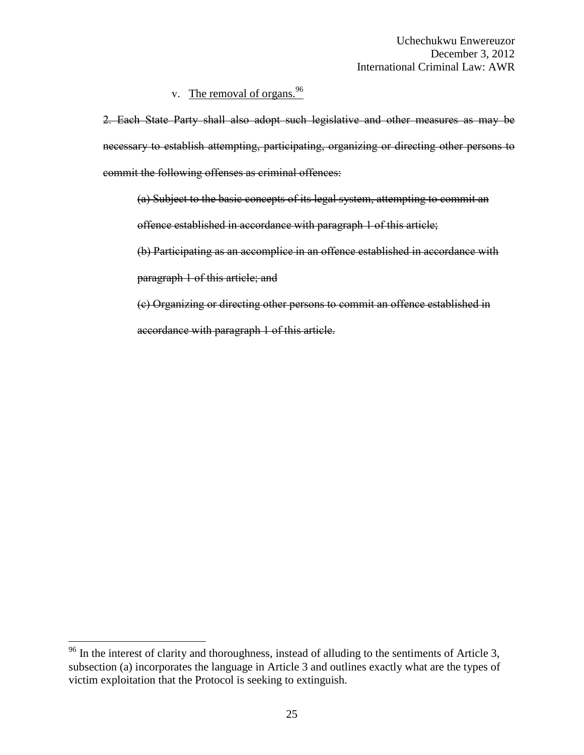v. <u>The removal of organs.</u>[96]

~~2. Each State Party shall also adopt such legislative and other measures as may be necessary to establish attempting, participating, organizing or directing other persons to commit the following offenses as criminal offences:~~

~~(a) Subject to the basic concepts of its legal system, attempting to commit an offence established in accordance with paragraph 1 of this article;~~

~~(b) Participating as an accomplice in an offence established in accordance with paragraph 1 of this article; and~~

~~(c) Organizing or directing other persons to commit an offence established in accordance with paragraph 1 of this article.~~

---

[96] In the interest of clarity and thoroughness, instead of alluding to the sentiments of Article 3, subsection (a) incorporates the language in Article 3 and outlines exactly what are the types of victim exploitation that the Protocol is seeking to extinguish.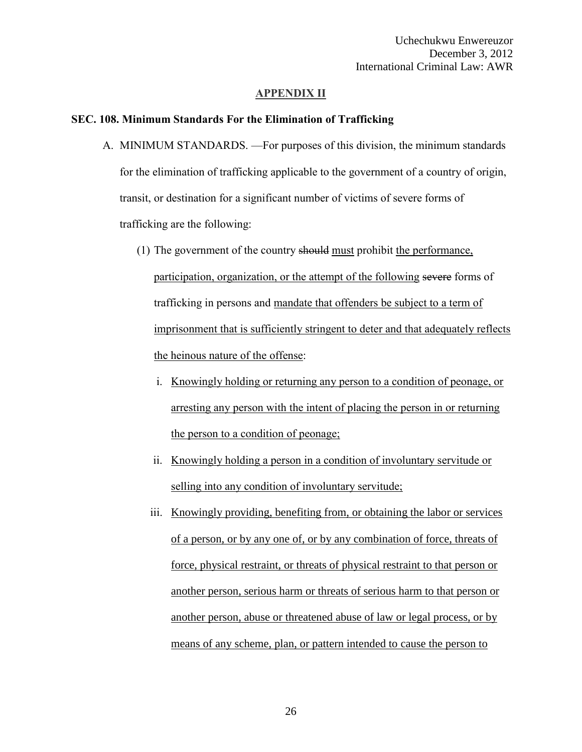## APPENDIX II

### SEC. 108. Minimum Standards For the Elimination of Trafficking

A. MINIMUM STANDARDS. —For purposes of this division, the minimum standards for the elimination of trafficking applicable to the government of a country of origin, transit, or destination for a significant number of victims of severe forms of trafficking are the following:

   (1) The government of the country ~~should~~ <u>must</u> prohibit <u>the performance, participation, organization, or the attempt of the following</u> ~~severe~~ forms of trafficking in persons and <u>mandate that offenders be subject to a term of imprisonment that is sufficiently stringent to deter and that adequately reflects the heinous nature of the offense</u>:

      i. <u>Knowingly holding or returning any person to a condition of peonage, or arresting any person with the intent of placing the person in or returning the person to a condition of peonage;</u>

      ii. <u>Knowingly holding a person in a condition of involuntary servitude or selling into any condition of involuntary servitude;</u>

      iii. <u>Knowingly providing, benefiting from, or obtaining the labor or services of a person, or by any one of, or by any combination of force, threats of force, physical restraint, or threats of physical restraint to that person or another person, serious harm or threats of serious harm to that person or another person, abuse or threatened abuse of law or legal process, or by means of any scheme, plan, or pattern intended to cause the person to</u>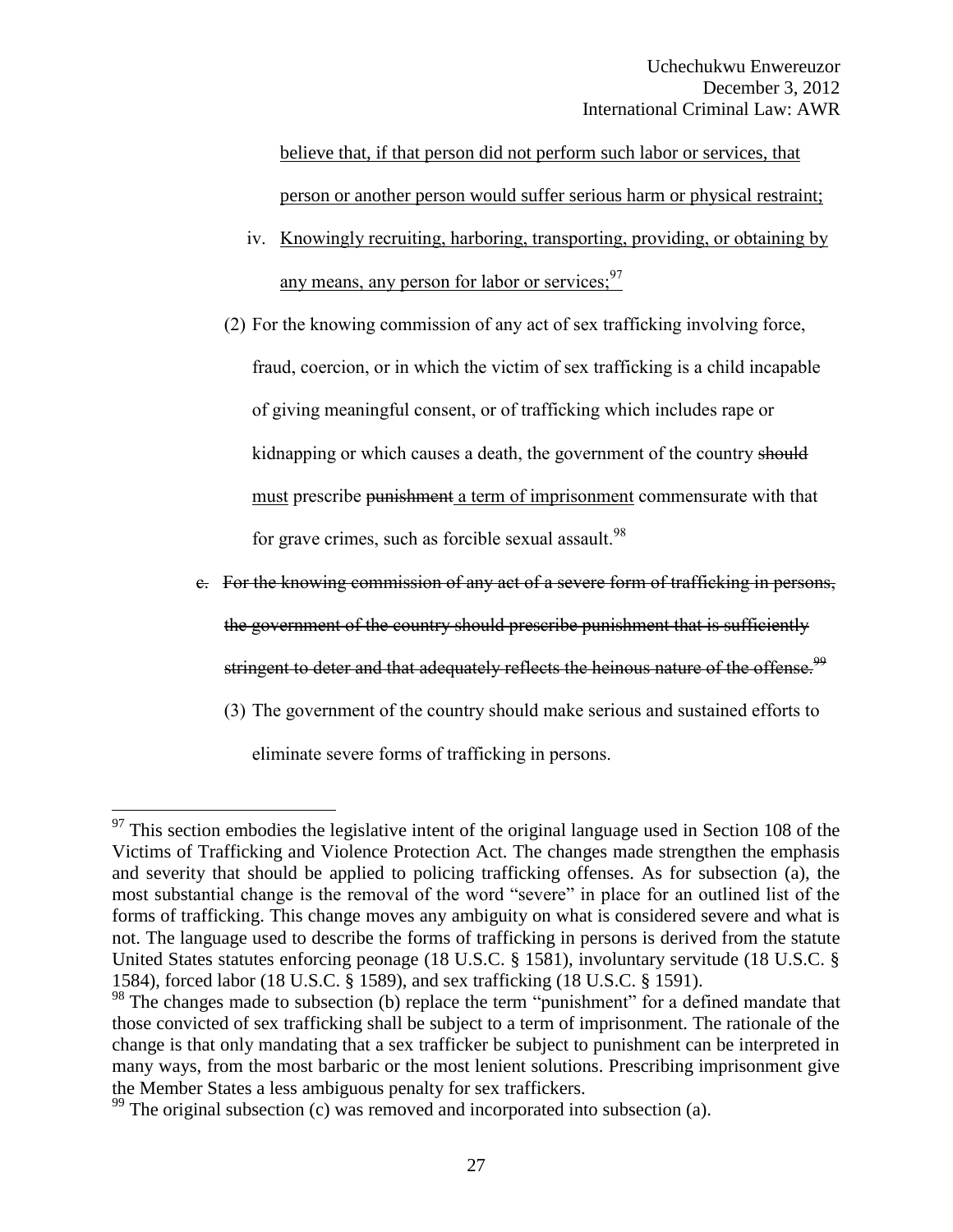<u>believe that, if that person did not perform such labor or services, that person or another person would suffer serious harm or physical restraint;</u>

iv. <u>Knowingly recruiting, harboring, transporting, providing, or obtaining by any means, any person for labor or services;</u>[97]

(2) For the knowing commission of any act of sex trafficking involving force, fraud, coercion, or in which the victim of sex trafficking is a child incapable of giving meaningful consent, or of trafficking which includes rape or kidnapping or which causes a death, the government of the country ~~should~~ <u>must</u> prescribe ~~punishment~~ <u>a term of imprisonment</u> commensurate with that for grave crimes, such as forcible sexual assault.[98]

~~c. For the knowing commission of any act of a severe form of trafficking in persons, the government of the country should prescribe punishment that is sufficiently stringent to deter and that adequately reflects the heinous nature of the offense.~~[99]

(3) The government of the country should make serious and sustained efforts to eliminate severe forms of trafficking in persons.

---

[97] This section embodies the legislative intent of the original language used in Section 108 of the Victims of Trafficking and Violence Protection Act. The changes made strengthen the emphasis and severity that should be applied to policing trafficking offenses. As for subsection (a), the most substantial change is the removal of the word "severe" in place for an outlined list of the forms of trafficking. This change moves any ambiguity on what is considered severe and what is not. The language used to describe the forms of trafficking in persons is derived from the statute United States statutes enforcing peonage (18 U.S.C. § 1581), involuntary servitude (18 U.S.C. § 1584), forced labor (18 U.S.C. § 1589), and sex trafficking (18 U.S.C. § 1591).

[98] The changes made to subsection (b) replace the term "punishment" for a defined mandate that those convicted of sex trafficking shall be subject to a term of imprisonment. The rationale of the change is that only mandating that a sex trafficker be subject to punishment can be interpreted in many ways, from the most barbaric or the most lenient solutions. Prescribing imprisonment give the Member States a less ambiguous penalty for sex traffickers.

[99] The original subsection (c) was removed and incorporated into subsection (a).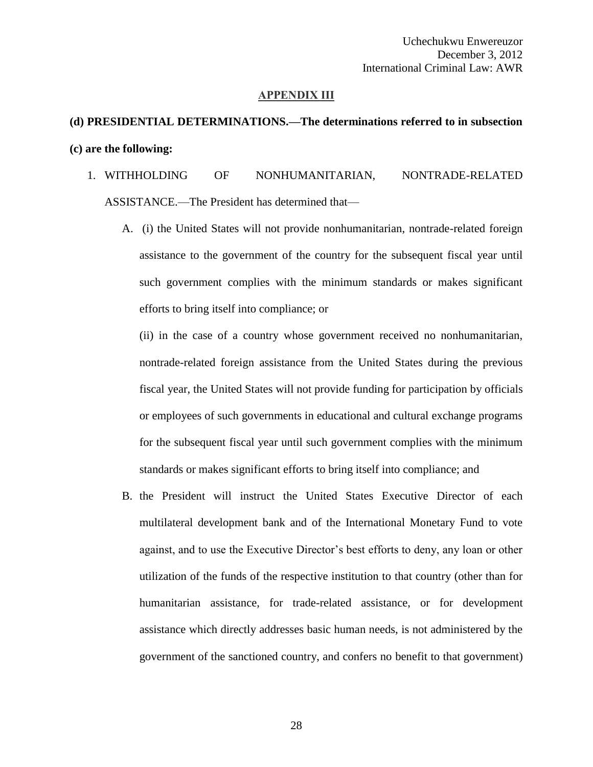## APPENDIX III

**(d) PRESIDENTIAL DETERMINATIONS.—The determinations referred to in subsection (c) are the following:**

1. WITHHOLDING OF NONHUMANITARIAN, NONTRADE-RELATED ASSISTANCE.—The President has determined that—

    A. (i) the United States will not provide nonhumanitarian, nontrade-related foreign assistance to the government of the country for the subsequent fiscal year until such government complies with the minimum standards or makes significant efforts to bring itself into compliance; or

        (ii) in the case of a country whose government received no nonhumanitarian, nontrade-related foreign assistance from the United States during the previous fiscal year, the United States will not provide funding for participation by officials or employees of such governments in educational and cultural exchange programs for the subsequent fiscal year until such government complies with the minimum standards or makes significant efforts to bring itself into compliance; and

    B. the President will instruct the United States Executive Director of each multilateral development bank and of the International Monetary Fund to vote against, and to use the Executive Director's best efforts to deny, any loan or other utilization of the funds of the respective institution to that country (other than for humanitarian assistance, for trade-related assistance, or for development assistance which directly addresses basic human needs, is not administered by the government of the sanctioned country, and confers no benefit to that government)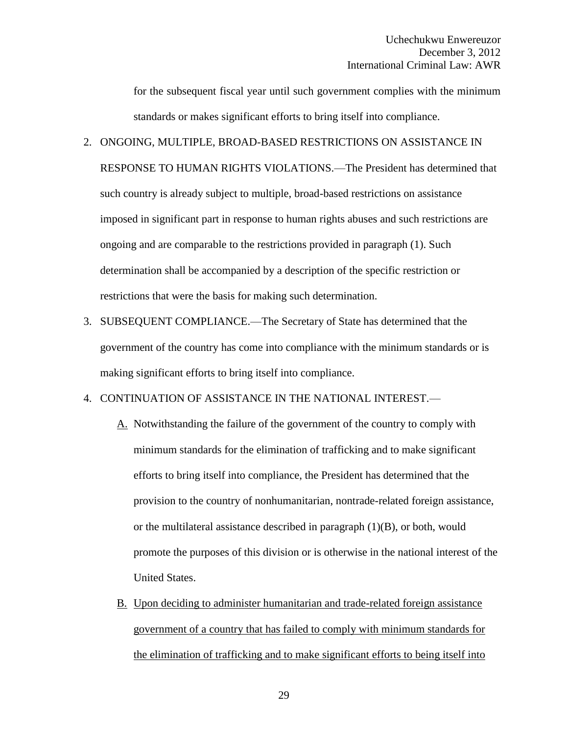for the subsequent fiscal year until such government complies with the minimum standards or makes significant efforts to bring itself into compliance.

2. ONGOING, MULTIPLE, BROAD-BASED RESTRICTIONS ON ASSISTANCE IN RESPONSE TO HUMAN RIGHTS VIOLATIONS.—The President has determined that such country is already subject to multiple, broad-based restrictions on assistance imposed in significant part in response to human rights abuses and such restrictions are ongoing and are comparable to the restrictions provided in paragraph (1). Such determination shall be accompanied by a description of the specific restriction or restrictions that were the basis for making such determination.
3. SUBSEQUENT COMPLIANCE.—The Secretary of State has determined that the government of the country has come into compliance with the minimum standards or is making significant efforts to bring itself into compliance.
4. CONTINUATION OF ASSISTANCE IN THE NATIONAL INTEREST.—
   <u>A.</u> Notwithstanding the failure of the government of the country to comply with minimum standards for the elimination of trafficking and to make significant efforts to bring itself into compliance, the President has determined that the provision to the country of nonhumanitarian, nontrade-related foreign assistance, or the multilateral assistance described in paragraph (1)(B), or both, would promote the purposes of this division or is otherwise in the national interest of the United States.

   <u>B.</u> <u>Upon deciding to administer humanitarian and trade-related foreign assistance government of a country that has failed to comply with minimum standards for the elimination of trafficking and to make significant efforts to being itself into</u>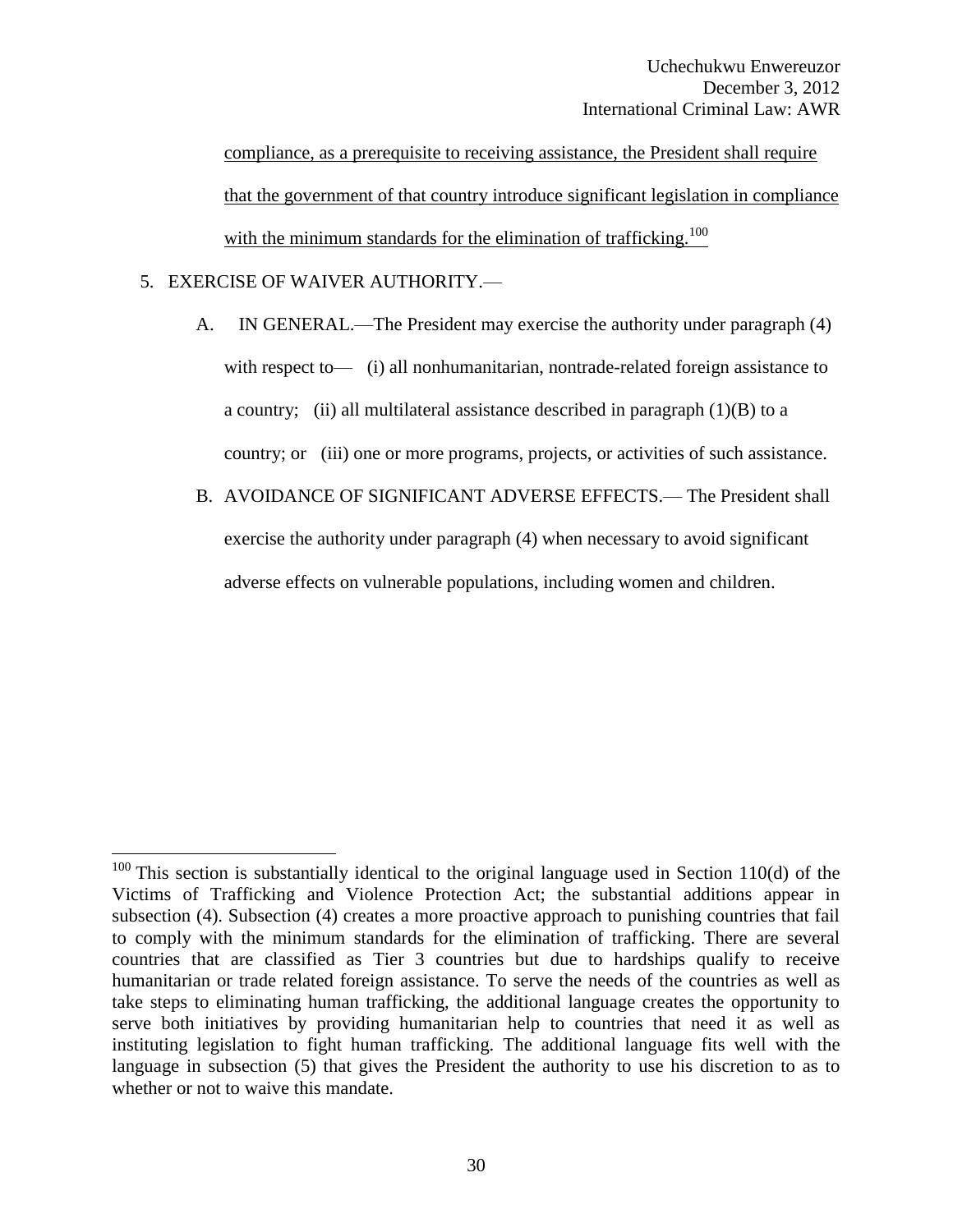<u>compliance, as a prerequisite to receiving assistance, the President shall require that the government of that country introduce significant legislation in compliance with the minimum standards for the elimination of trafficking.</u>[100]

5. EXERCISE OF WAIVER AUTHORITY.—

   A. IN GENERAL.—The President may exercise the authority under paragraph (4) with respect to— (i) all nonhumanitarian, nontrade-related foreign assistance to a country; (ii) all multilateral assistance described in paragraph (1)(B) to a country; or (iii) one or more programs, projects, or activities of such assistance.

   B. AVOIDANCE OF SIGNIFICANT ADVERSE EFFECTS.— The President shall exercise the authority under paragraph (4) when necessary to avoid significant adverse effects on vulnerable populations, including women and children.

---

[100] This section is substantially identical to the original language used in Section 110(d) of the Victims of Trafficking and Violence Protection Act; the substantial additions appear in subsection (4). Subsection (4) creates a more proactive approach to punishing countries that fail to comply with the minimum standards for the elimination of trafficking. There are several countries that are classified as Tier 3 countries but due to hardships qualify to receive humanitarian or trade related foreign assistance. To serve the needs of the countries as well as take steps to eliminating human trafficking, the additional language creates the opportunity to serve both initiatives by providing humanitarian help to countries that need it as well as instituting legislation to fight human trafficking. The additional language fits well with the language in subsection (5) that gives the President the authority to use his discretion to as to whether or not to waive this mandate.